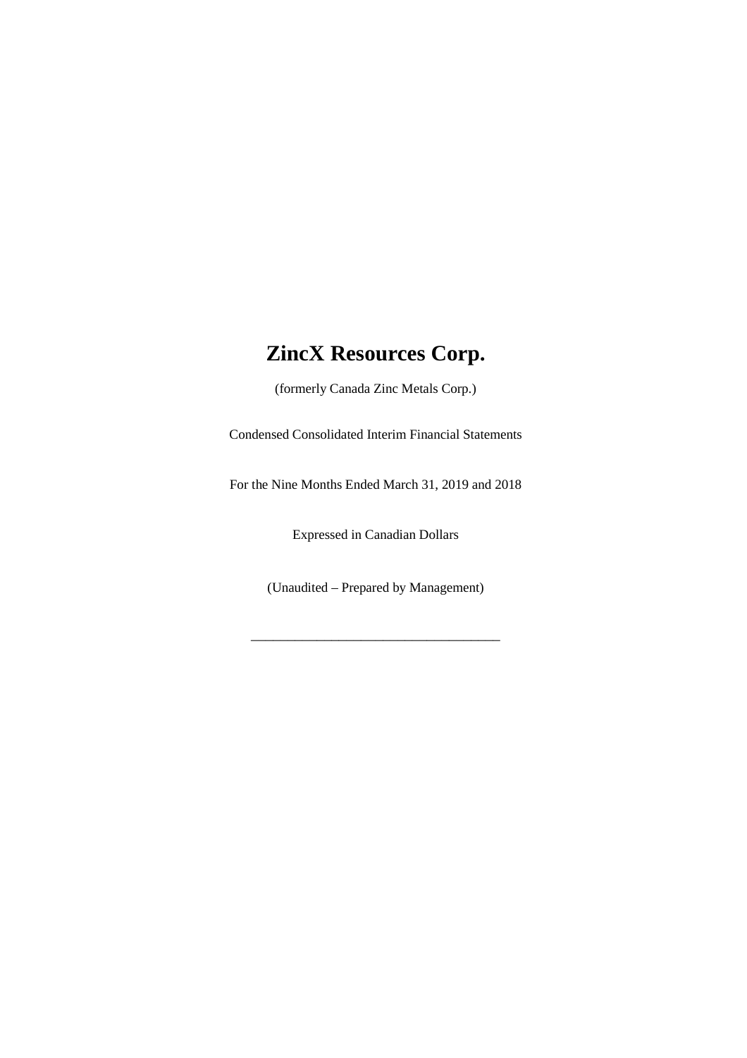# ZincX Resources Corp.

(formerly Canada Zinc Metals Corp.)

Condensed Consolidated Interim Financial Statements

For the Nine Months Ended March 31, 2019 and 2018

Expressed in Canadian Dollars

(Unaudited – Prepared by Management)

---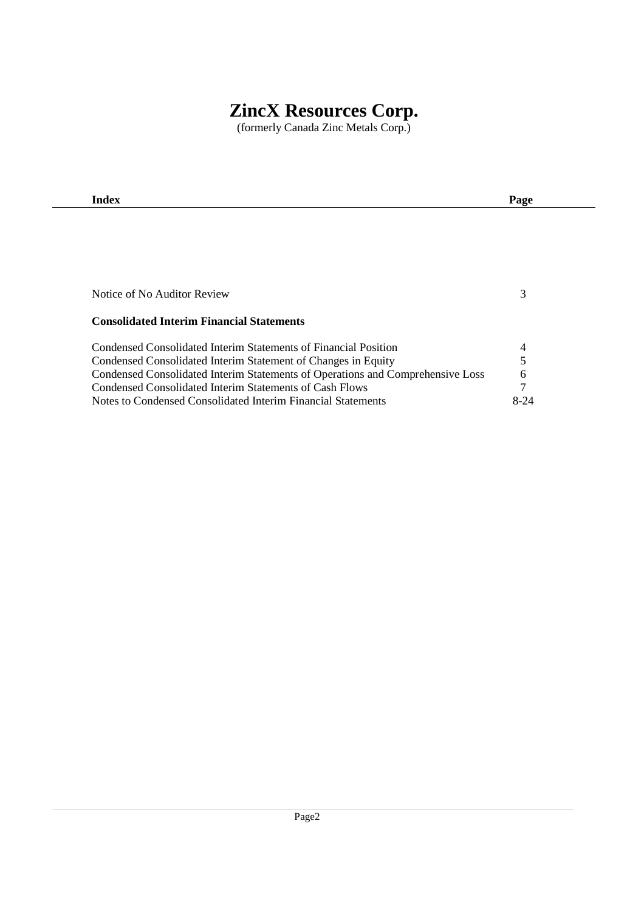# ZincX Resources Corp.

(formerly Canada Zinc Metals Corp.)

| Index | Page |
|---|---|
| Notice of No Auditor Review | 3 |
| **Consolidated Interim Financial Statements** | |
| Condensed Consolidated Interim Statements of Financial Position | 4 |
| Condensed Consolidated Interim Statement of Changes in Equity | 5 |
| Condensed Consolidated Interim Statements of Operations and Comprehensive Loss | 6 |
| Condensed Consolidated Interim Statements of Cash Flows | 7 |
| Notes to Condensed Consolidated Interim Financial Statements | 8-24 |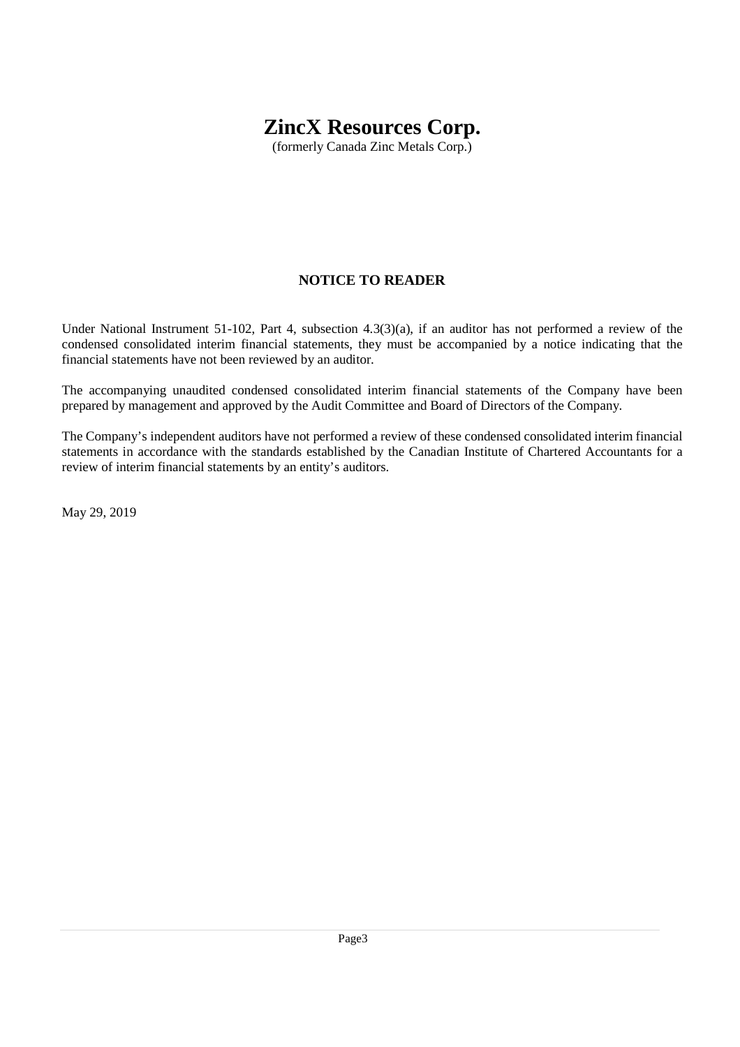# ZincX Resources Corp.

(formerly Canada Zinc Metals Corp.)

## NOTICE TO READER

Under National Instrument 51-102, Part 4, subsection 4.3(3)(a), if an auditor has not performed a review of the condensed consolidated interim financial statements, they must be accompanied by a notice indicating that the financial statements have not been reviewed by an auditor.

The accompanying unaudited condensed consolidated interim financial statements of the Company have been prepared by management and approved by the Audit Committee and Board of Directors of the Company.

The Company's independent auditors have not performed a review of these condensed consolidated interim financial statements in accordance with the standards established by the Canadian Institute of Chartered Accountants for a review of interim financial statements by an entity's auditors.

May 29, 2019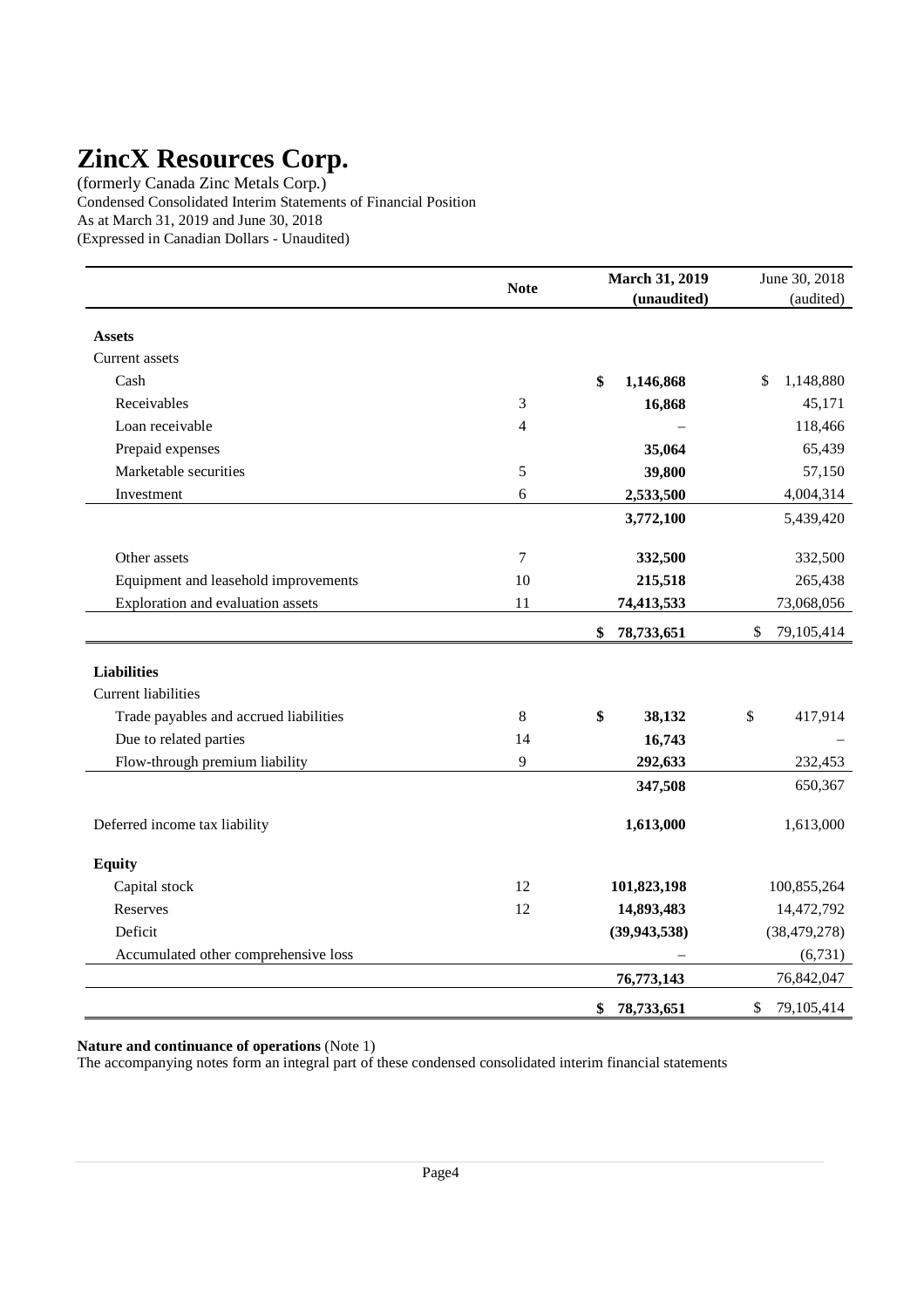# ZincX Resources Corp.

(formerly Canada Zinc Metals Corp.)
Condensed Consolidated Interim Statements of Financial Position
As at March 31, 2019 and June 30, 2018
(Expressed in Canadian Dollars - Unaudited)

| | Note | March 31, 2019 (unaudited) | June 30, 2018 (audited) |
|---|---|---|---|
| **Assets** | | | |
| Current assets | | | |
| Cash | | **$ 1,146,868** | $ 1,148,880 |
| Receivables | 3 | **16,868** | 45,171 |
| Loan receivable | 4 | – | 118,466 |
| Prepaid expenses | | **35,064** | 65,439 |
| Marketable securities | 5 | **39,800** | 57,150 |
| Investment | 6 | **2,533,500** | 4,004,314 |
| | | **3,772,100** | 5,439,420 |
| Other assets | 7 | **332,500** | 332,500 |
| Equipment and leasehold improvements | 10 | **215,518** | 265,438 |
| Exploration and evaluation assets | 11 | **74,413,533** | 73,068,056 |
| | | **$ 78,733,651** | $ 79,105,414 |
| **Liabilities** | | | |
| Current liabilities | | | |
| Trade payables and accrued liabilities | 8 | **$ 38,132** | $ 417,914 |
| Due to related parties | 14 | **16,743** | – |
| Flow-through premium liability | 9 | **292,633** | 232,453 |
| | | **347,508** | 650,367 |
| Deferred income tax liability | | **1,613,000** | 1,613,000 |
| **Equity** | | | |
| Capital stock | 12 | **101,823,198** | 100,855,264 |
| Reserves | 12 | **14,893,483** | 14,472,792 |
| Deficit | | **(39,943,538)** | (38,479,278) |
| Accumulated other comprehensive loss | | – | (6,731) |
| | | **76,773,143** | 76,842,047 |
| | | **$ 78,733,651** | $ 79,105,414 |

**Nature and continuance of operations** (Note 1)

The accompanying notes form an integral part of these condensed consolidated interim financial statements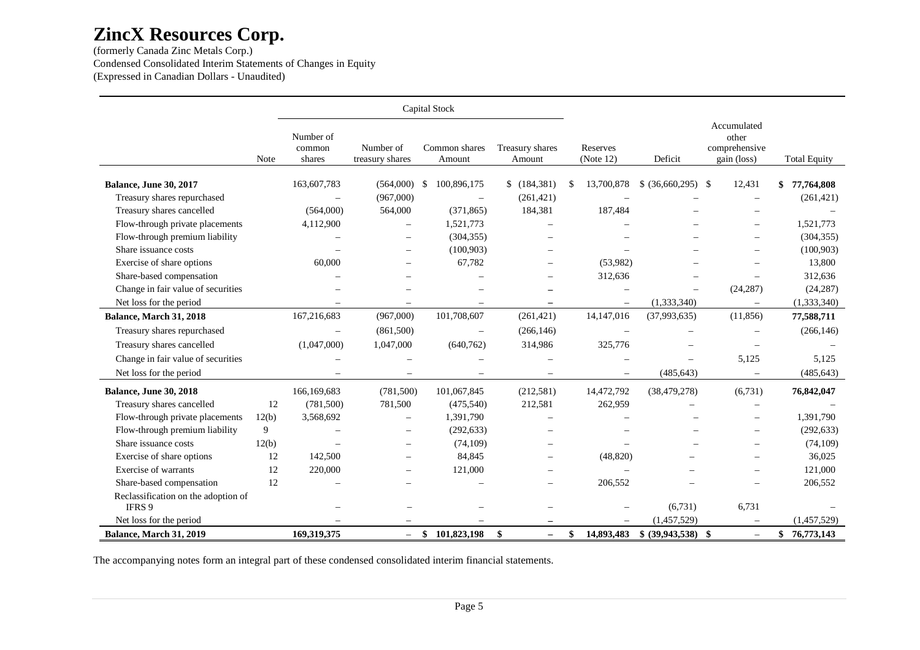# ZincX Resources Corp.

(formerly Canada Zinc Metals Corp.)
Condensed Consolidated Interim Statements of Changes in Equity
(Expressed in Canadian Dollars - Unaudited)

| | | Capital Stock | | | | | | | |
|---|---|---|---|---|---|---|---|---|---|
| | Note | Number of common shares | Number of treasury shares | Common shares Amount | Treasury shares Amount | Reserves (Note 12) | Deficit | Accumulated other comprehensive gain (loss) | Total Equity |
| **Balance, June 30, 2017** | | 163,607,783 | (564,000) | $ 100,896,175 | $ (184,381) | $ 13,700,878 | $ (36,660,295) | $ 12,431 | **$ 77,764,808** |
| Treasury shares repurchased | | – | (967,000) | – | (261,421) | – | – | – | (261,421) |
| Treasury shares cancelled | | (564,000) | 564,000 | (371,865) | 184,381 | 187,484 | – | – | – |
| Flow-through private placements | | 4,112,900 | – | 1,521,773 | – | – | – | – | 1,521,773 |
| Flow-through premium liability | | – | – | (304,355) | – | – | – | – | (304,355) |
| Share issuance costs | | – | – | (100,903) | – | – | – | – | (100,903) |
| Exercise of share options | | 60,000 | – | 67,782 | – | (53,982) | – | – | 13,800 |
| Share-based compensation | | – | – | – | – | 312,636 | – | – | 312,636 |
| Change in fair value of securities | | – | – | – | – | – | – | (24,287) | (24,287) |
| Net loss for the period | | – | – | – | – | – | (1,333,340) | – | (1,333,340) |
| **Balance, March 31, 2018** | | 167,216,683 | (967,000) | 101,708,607 | (261,421) | 14,147,016 | (37,993,635) | (11,856) | **77,588,711** |
| Treasury shares repurchased | | – | (861,500) | – | (266,146) | – | – | – | (266,146) |
| Treasury shares cancelled | | (1,047,000) | 1,047,000 | (640,762) | 314,986 | 325,776 | – | – | – |
| Change in fair value of securities | | – | – | – | – | – | – | 5,125 | 5,125 |
| Net loss for the period | | – | – | – | – | – | (485,643) | – | (485,643) |
| **Balance, June 30, 2018** | | 166,169,683 | (781,500) | 101,067,845 | (212,581) | 14,472,792 | (38,479,278) | (6,731) | **76,842,047** |
| Treasury shares cancelled | 12 | (781,500) | 781,500 | (475,540) | 212,581 | 262,959 | – | – | – |
| Flow-through private placements | 12(b) | 3,568,692 | – | 1,391,790 | – | – | – | – | 1,391,790 |
| Flow-through premium liability | 9 | – | – | (292,633) | – | – | – | – | (292,633) |
| Share issuance costs | 12(b) | – | – | (74,109) | – | – | – | – | (74,109) |
| Exercise of share options | 12 | 142,500 | – | 84,845 | – | (48,820) | – | – | 36,025 |
| Exercise of warrants | 12 | 220,000 | – | 121,000 | – | – | – | – | 121,000 |
| Share-based compensation | 12 | – | – | – | – | 206,552 | – | – | 206,552 |
| Reclassification on the adoption of IFRS 9 | | – | – | – | – | – | (6,731) | 6,731 | – |
| Net loss for the period | | – | – | – | – | – | (1,457,529) | – | (1,457,529) |
| **Balance, March 31, 2019** | | **169,319,375** | – | **$ 101,823,198** | **$ –** | **$ 14,893,483** | **$ (39,943,538)** | **$ –** | **$ 76,773,143** |

The accompanying notes form an integral part of these condensed consolidated interim financial statements.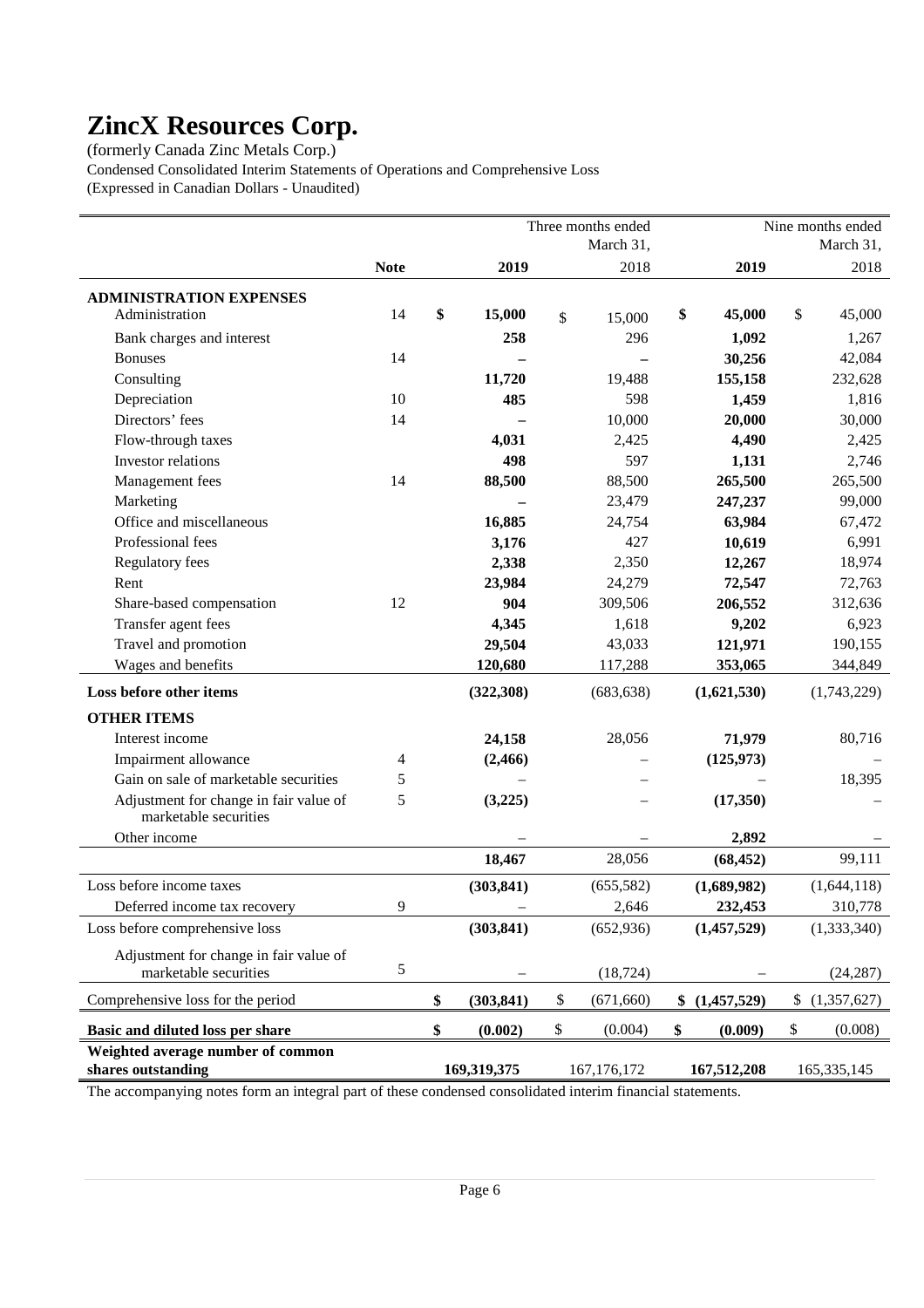# ZincX Resources Corp.

(formerly Canada Zinc Metals Corp.)

Condensed Consolidated Interim Statements of Operations and Comprehensive Loss

(Expressed in Canadian Dollars - Unaudited)

| | Note | Three months ended March 31, 2019 | Three months ended March 31, 2018 | Nine months ended March 31, 2019 | Nine months ended March 31, 2018 |
|---|---|---|---|---|---|
| **ADMINISTRATION EXPENSES** | | | | | |
| Administration | 14 | **$ 15,000** | $ 15,000 | **$ 45,000** | $ 45,000 |
| Bank charges and interest | | **258** | 296 | **1,092** | 1,267 |
| Bonuses | 14 | **–** | – | **30,256** | 42,084 |
| Consulting | | **11,720** | 19,488 | **155,158** | 232,628 |
| Depreciation | 10 | **485** | 598 | **1,459** | 1,816 |
| Directors' fees | 14 | **–** | 10,000 | **20,000** | 30,000 |
| Flow-through taxes | | **4,031** | 2,425 | **4,490** | 2,425 |
| Investor relations | | **498** | 597 | **1,131** | 2,746 |
| Management fees | 14 | **88,500** | 88,500 | **265,500** | 265,500 |
| Marketing | | **–** | 23,479 | **247,237** | 99,000 |
| Office and miscellaneous | | **16,885** | 24,754 | **63,984** | 67,472 |
| Professional fees | | **3,176** | 427 | **10,619** | 6,991 |
| Regulatory fees | | **2,338** | 2,350 | **12,267** | 18,974 |
| Rent | | **23,984** | 24,279 | **72,547** | 72,763 |
| Share-based compensation | 12 | **904** | 309,506 | **206,552** | 312,636 |
| Transfer agent fees | | **4,345** | 1,618 | **9,202** | 6,923 |
| Travel and promotion | | **29,504** | 43,033 | **121,971** | 190,155 |
| Wages and benefits | | **120,680** | 117,288 | **353,065** | 344,849 |
| **Loss before other items** | | **(322,308)** | (683,638) | **(1,621,530)** | (1,743,229) |
| **OTHER ITEMS** | | | | | |
| Interest income | | **24,158** | 28,056 | **71,979** | 80,716 |
| Impairment allowance | 4 | **(2,466)** | – | **(125,973)** | – |
| Gain on sale of marketable securities | 5 | – | – | – | 18,395 |
| Adjustment for change in fair value of marketable securities | 5 | **(3,225)** | – | **(17,350)** | – |
| Other income | | – | – | **2,892** | – |
| | | **18,467** | 28,056 | **(68,452)** | 99,111 |
| Loss before income taxes | | **(303,841)** | (655,582) | **(1,689,982)** | (1,644,118) |
| Deferred income tax recovery | 9 | – | 2,646 | **232,453** | 310,778 |
| Loss before comprehensive loss | | **(303,841)** | (652,936) | **(1,457,529)** | (1,333,340) |
| Adjustment for change in fair value of marketable securities | 5 | – | (18,724) | – | (24,287) |
| Comprehensive loss for the period | | **$ (303,841)** | $ (671,660) | **$ (1,457,529)** | $ (1,357,627) |
| **Basic and diluted loss per share** | | **$ (0.002)** | $ (0.004) | **$ (0.009)** | $ (0.008) |
| **Weighted average number of common shares outstanding** | | **169,319,375** | 167,176,172 | **167,512,208** | 165,335,145 |

The accompanying notes form an integral part of these condensed consolidated interim financial statements.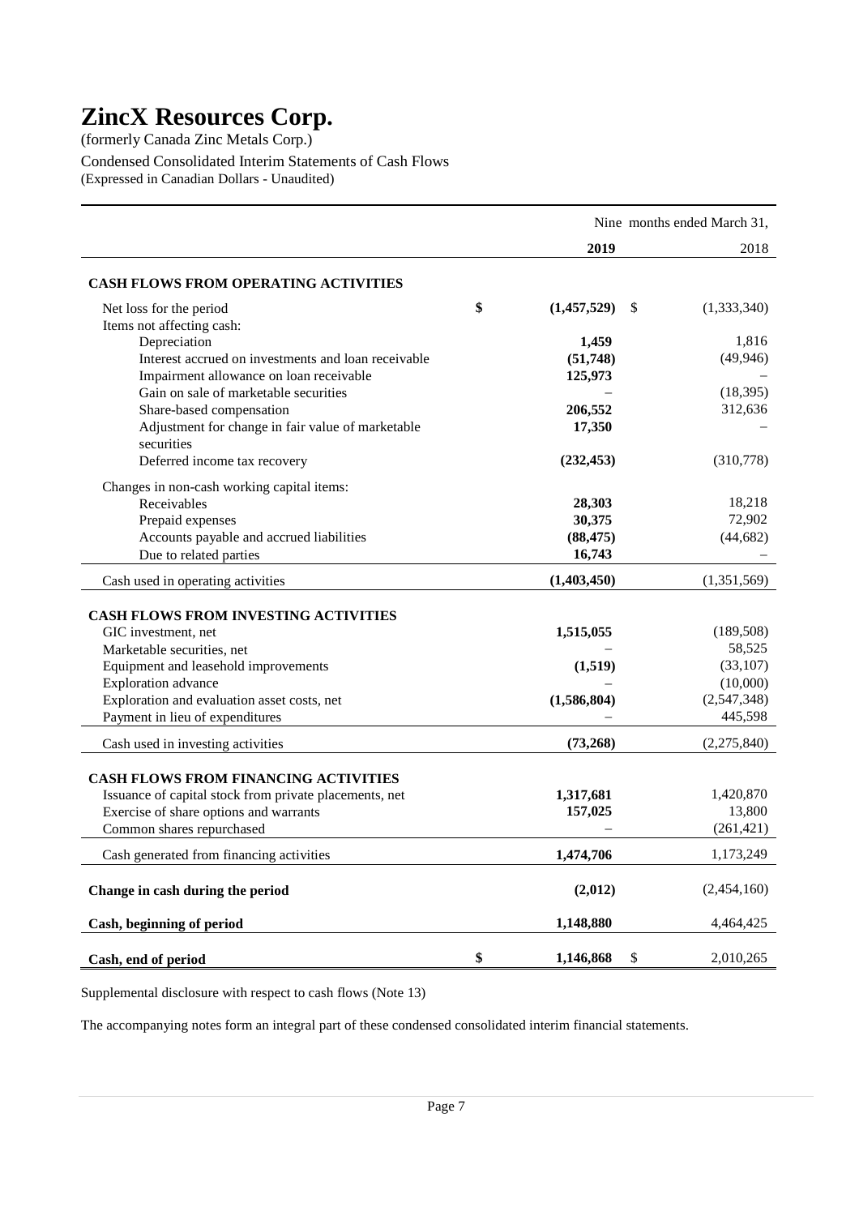# ZincX Resources Corp.

(formerly Canada Zinc Metals Corp.)

Condensed Consolidated Interim Statements of Cash Flows

(Expressed in Canadian Dollars - Unaudited)

| | Nine months ended March 31, | |
|---|---|---|
| | **2019** | 2018 |
| **CASH FLOWS FROM OPERATING ACTIVITIES** | | |
| Net loss for the period | **$ (1,457,529)** | $ (1,333,340) |
| Items not affecting cash: | | |
| Depreciation | **1,459** | 1,816 |
| Interest accrued on investments and loan receivable | **(51,748)** | (49,946) |
| Impairment allowance on loan receivable | **125,973** | – |
| Gain on sale of marketable securities | – | (18,395) |
| Share-based compensation | **206,552** | 312,636 |
| Adjustment for change in fair value of marketable securities | **17,350** | – |
| Deferred income tax recovery | **(232,453)** | (310,778) |
| Changes in non-cash working capital items: | | |
| Receivables | **28,303** | 18,218 |
| Prepaid expenses | **30,375** | 72,902 |
| Accounts payable and accrued liabilities | **(88,475)** | (44,682) |
| Due to related parties | **16,743** | – |
| Cash used in operating activities | **(1,403,450)** | (1,351,569) |
| **CASH FLOWS FROM INVESTING ACTIVITIES** | | |
| GIC investment, net | **1,515,055** | (189,508) |
| Marketable securities, net | – | 58,525 |
| Equipment and leasehold improvements | **(1,519)** | (33,107) |
| Exploration advance | – | (10,000) |
| Exploration and evaluation asset costs, net | **(1,586,804)** | (2,547,348) |
| Payment in lieu of expenditures | – | 445,598 |
| Cash used in investing activities | **(73,268)** | (2,275,840) |
| **CASH FLOWS FROM FINANCING ACTIVITIES** | | |
| Issuance of capital stock from private placements, net | **1,317,681** | 1,420,870 |
| Exercise of share options and warrants | **157,025** | 13,800 |
| Common shares repurchased | – | (261,421) |
| Cash generated from financing activities | **1,474,706** | 1,173,249 |
| **Change in cash during the period** | **(2,012)** | (2,454,160) |
| **Cash, beginning of period** | **1,148,880** | 4,464,425 |
| **Cash, end of period** | **$ 1,146,868** | $ 2,010,265 |

Supplemental disclosure with respect to cash flows (Note 13)

The accompanying notes form an integral part of these condensed consolidated interim financial statements.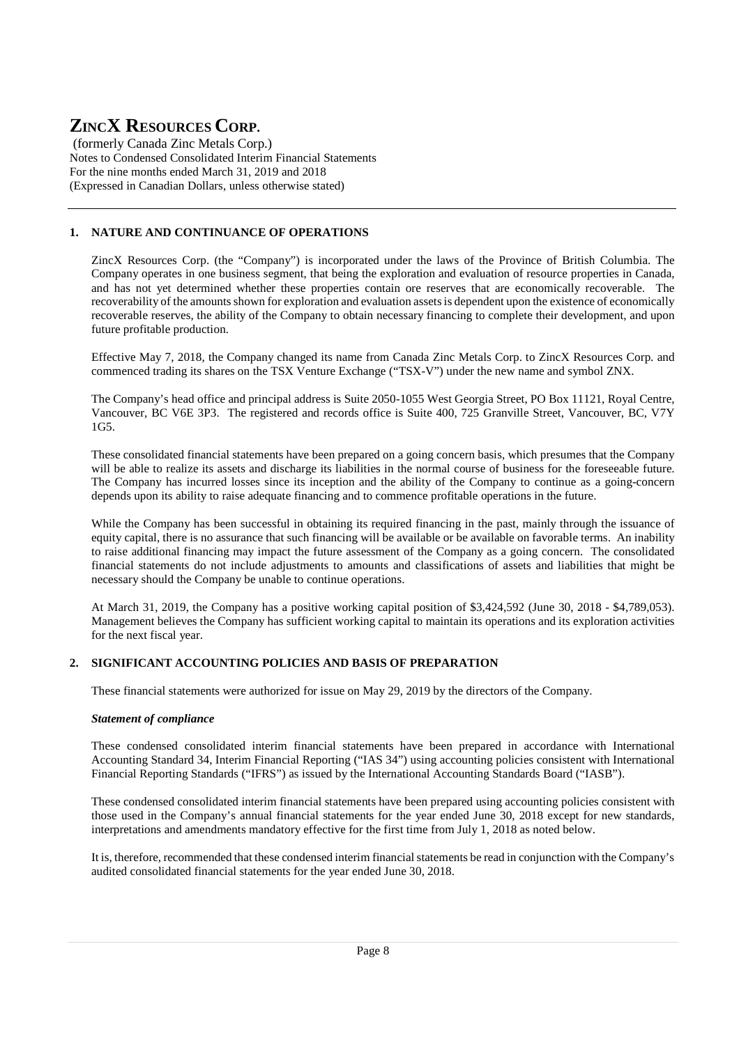# ZINCX RESOURCES CORP.

(formerly Canada Zinc Metals Corp.)
Notes to Condensed Consolidated Interim Financial Statements
For the nine months ended March 31, 2019 and 2018
(Expressed in Canadian Dollars, unless otherwise stated)

## 1. NATURE AND CONTINUANCE OF OPERATIONS

ZincX Resources Corp. (the "Company") is incorporated under the laws of the Province of British Columbia. The Company operates in one business segment, that being the exploration and evaluation of resource properties in Canada, and has not yet determined whether these properties contain ore reserves that are economically recoverable. The recoverability of the amounts shown for exploration and evaluation assets is dependent upon the existence of economically recoverable reserves, the ability of the Company to obtain necessary financing to complete their development, and upon future profitable production.

Effective May 7, 2018, the Company changed its name from Canada Zinc Metals Corp. to ZincX Resources Corp. and commenced trading its shares on the TSX Venture Exchange ("TSX-V") under the new name and symbol ZNX.

The Company's head office and principal address is Suite 2050-1055 West Georgia Street, PO Box 11121, Royal Centre, Vancouver, BC V6E 3P3. The registered and records office is Suite 400, 725 Granville Street, Vancouver, BC, V7Y 1G5.

These consolidated financial statements have been prepared on a going concern basis, which presumes that the Company will be able to realize its assets and discharge its liabilities in the normal course of business for the foreseeable future. The Company has incurred losses since its inception and the ability of the Company to continue as a going-concern depends upon its ability to raise adequate financing and to commence profitable operations in the future.

While the Company has been successful in obtaining its required financing in the past, mainly through the issuance of equity capital, there is no assurance that such financing will be available or be available on favorable terms. An inability to raise additional financing may impact the future assessment of the Company as a going concern. The consolidated financial statements do not include adjustments to amounts and classifications of assets and liabilities that might be necessary should the Company be unable to continue operations.

At March 31, 2019, the Company has a positive working capital position of $3,424,592 (June 30, 2018 - $4,789,053). Management believes the Company has sufficient working capital to maintain its operations and its exploration activities for the next fiscal year.

## 2. SIGNIFICANT ACCOUNTING POLICIES AND BASIS OF PREPARATION

These financial statements were authorized for issue on May 29, 2019 by the directors of the Company.

***Statement of compliance***

These condensed consolidated interim financial statements have been prepared in accordance with International Accounting Standard 34, Interim Financial Reporting ("IAS 34") using accounting policies consistent with International Financial Reporting Standards ("IFRS") as issued by the International Accounting Standards Board ("IASB").

These condensed consolidated interim financial statements have been prepared using accounting policies consistent with those used in the Company's annual financial statements for the year ended June 30, 2018 except for new standards, interpretations and amendments mandatory effective for the first time from July 1, 2018 as noted below.

It is, therefore, recommended that these condensed interim financial statements be read in conjunction with the Company's audited consolidated financial statements for the year ended June 30, 2018.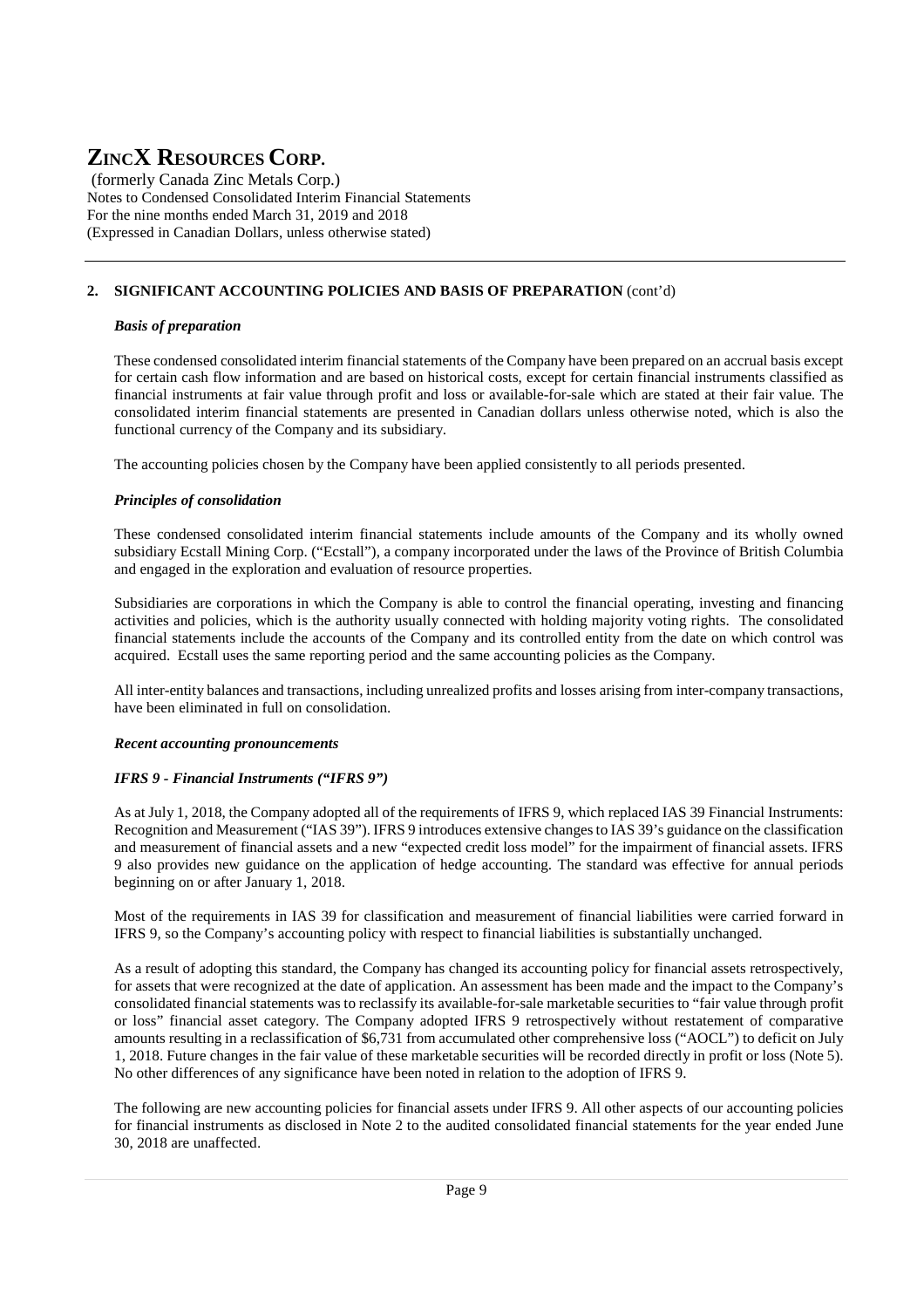## 2. SIGNIFICANT ACCOUNTING POLICIES AND BASIS OF PREPARATION (cont'd)

### *Basis of preparation*

These condensed consolidated interim financial statements of the Company have been prepared on an accrual basis except for certain cash flow information and are based on historical costs, except for certain financial instruments classified as financial instruments at fair value through profit and loss or available-for-sale which are stated at their fair value. The consolidated interim financial statements are presented in Canadian dollars unless otherwise noted, which is also the functional currency of the Company and its subsidiary.

The accounting policies chosen by the Company have been applied consistently to all periods presented.

### *Principles of consolidation*

These condensed consolidated interim financial statements include amounts of the Company and its wholly owned subsidiary Ecstall Mining Corp. ("Ecstall"), a company incorporated under the laws of the Province of British Columbia and engaged in the exploration and evaluation of resource properties.

Subsidiaries are corporations in which the Company is able to control the financial operating, investing and financing activities and policies, which is the authority usually connected with holding majority voting rights. The consolidated financial statements include the accounts of the Company and its controlled entity from the date on which control was acquired. Ecstall uses the same reporting period and the same accounting policies as the Company.

All inter-entity balances and transactions, including unrealized profits and losses arising from inter-company transactions, have been eliminated in full on consolidation.

### *Recent accounting pronouncements*

### *IFRS 9 - Financial Instruments ("IFRS 9")*

As at July 1, 2018, the Company adopted all of the requirements of IFRS 9, which replaced IAS 39 Financial Instruments: Recognition and Measurement ("IAS 39"). IFRS 9 introduces extensive changes to IAS 39's guidance on the classification and measurement of financial assets and a new "expected credit loss model" for the impairment of financial assets. IFRS 9 also provides new guidance on the application of hedge accounting. The standard was effective for annual periods beginning on or after January 1, 2018.

Most of the requirements in IAS 39 for classification and measurement of financial liabilities were carried forward in IFRS 9, so the Company's accounting policy with respect to financial liabilities is substantially unchanged.

As a result of adopting this standard, the Company has changed its accounting policy for financial assets retrospectively, for assets that were recognized at the date of application. An assessment has been made and the impact to the Company's consolidated financial statements was to reclassify its available-for-sale marketable securities to "fair value through profit or loss" financial asset category. The Company adopted IFRS 9 retrospectively without restatement of comparative amounts resulting in a reclassification of $6,731 from accumulated other comprehensive loss ("AOCL") to deficit on July 1, 2018. Future changes in the fair value of these marketable securities will be recorded directly in profit or loss (Note 5). No other differences of any significance have been noted in relation to the adoption of IFRS 9.

The following are new accounting policies for financial assets under IFRS 9. All other aspects of our accounting policies for financial instruments as disclosed in Note 2 to the audited consolidated financial statements for the year ended June 30, 2018 are unaffected.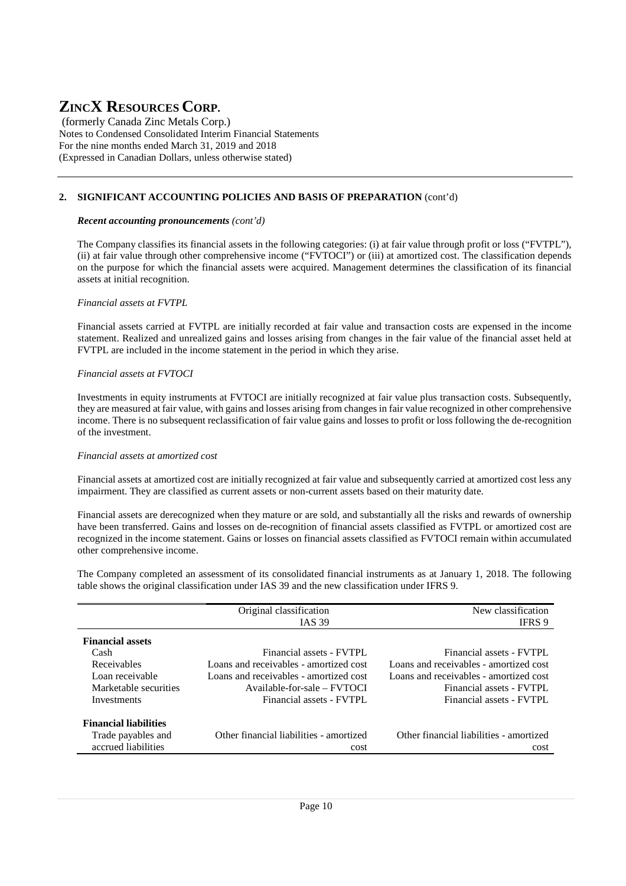## 2. SIGNIFICANT ACCOUNTING POLICIES AND BASIS OF PREPARATION (cont'd)

***Recent accounting pronouncements** (cont'd)*

The Company classifies its financial assets in the following categories: (i) at fair value through profit or loss ("FVTPL"), (ii) at fair value through other comprehensive income ("FVTOCI") or (iii) at amortized cost. The classification depends on the purpose for which the financial assets were acquired. Management determines the classification of its financial assets at initial recognition.

*Financial assets at FVTPL*

Financial assets carried at FVTPL are initially recorded at fair value and transaction costs are expensed in the income statement. Realized and unrealized gains and losses arising from changes in the fair value of the financial asset held at FVTPL are included in the income statement in the period in which they arise.

*Financial assets at FVTOCI*

Investments in equity instruments at FVTOCI are initially recognized at fair value plus transaction costs. Subsequently, they are measured at fair value, with gains and losses arising from changes in fair value recognized in other comprehensive income. There is no subsequent reclassification of fair value gains and losses to profit or loss following the de-recognition of the investment.

*Financial assets at amortized cost*

Financial assets at amortized cost are initially recognized at fair value and subsequently carried at amortized cost less any impairment. They are classified as current assets or non-current assets based on their maturity date.

Financial assets are derecognized when they mature or are sold, and substantially all the risks and rewards of ownership have been transferred. Gains and losses on de-recognition of financial assets classified as FVTPL or amortized cost are recognized in the income statement. Gains or losses on financial assets classified as FVTOCI remain within accumulated other comprehensive income.

The Company completed an assessment of its consolidated financial instruments as at January 1, 2018. The following table shows the original classification under IAS 39 and the new classification under IFRS 9.

| | Original classification IAS 39 | New classification IFRS 9 |
|---|---|---|
| **Financial assets** | | |
| Cash | Financial assets - FVTPL | Financial assets - FVTPL |
| Receivables | Loans and receivables - amortized cost | Loans and receivables - amortized cost |
| Loan receivable | Loans and receivables - amortized cost | Loans and receivables - amortized cost |
| Marketable securities | Available-for-sale – FVTOCI | Financial assets - FVTPL |
| Investments | Financial assets - FVTPL | Financial assets - FVTPL |
| **Financial liabilities** | | |
| Trade payables and accrued liabilities | Other financial liabilities - amortized cost | Other financial liabilities - amortized cost |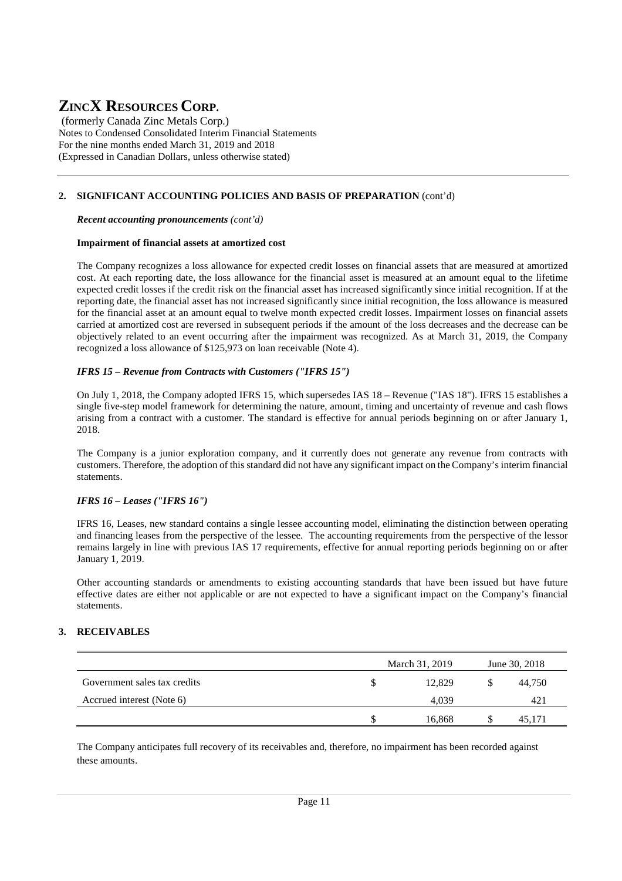## 2. SIGNIFICANT ACCOUNTING POLICIES AND BASIS OF PREPARATION (cont'd)

***Recent accounting pronouncements** (cont'd)*

**Impairment of financial assets at amortized cost**

The Company recognizes a loss allowance for expected credit losses on financial assets that are measured at amortized cost. At each reporting date, the loss allowance for the financial asset is measured at an amount equal to the lifetime expected credit losses if the credit risk on the financial asset has increased significantly since initial recognition. If at the reporting date, the financial asset has not increased significantly since initial recognition, the loss allowance is measured for the financial asset at an amount equal to twelve month expected credit losses. Impairment losses on financial assets carried at amortized cost are reversed in subsequent periods if the amount of the loss decreases and the decrease can be objectively related to an event occurring after the impairment was recognized. As at March 31, 2019, the Company recognized a loss allowance of $125,973 on loan receivable (Note 4).

***IFRS 15 – Revenue from Contracts with Customers ("IFRS 15")***

On July 1, 2018, the Company adopted IFRS 15, which supersedes IAS 18 – Revenue ("IAS 18"). IFRS 15 establishes a single five-step model framework for determining the nature, amount, timing and uncertainty of revenue and cash flows arising from a contract with a customer. The standard is effective for annual periods beginning on or after January 1, 2018.

The Company is a junior exploration company, and it currently does not generate any revenue from contracts with customers. Therefore, the adoption of this standard did not have any significant impact on the Company's interim financial statements.

***IFRS 16 – Leases ("IFRS 16")***

IFRS 16, Leases, new standard contains a single lessee accounting model, eliminating the distinction between operating and financing leases from the perspective of the lessee. The accounting requirements from the perspective of the lessor remains largely in line with previous IAS 17 requirements, effective for annual reporting periods beginning on or after January 1, 2019.

Other accounting standards or amendments to existing accounting standards that have been issued but have future effective dates are either not applicable or are not expected to have a significant impact on the Company's financial statements.

## 3. RECEIVABLES

| | March 31, 2019 | June 30, 2018 |
|---|---|---|
| Government sales tax credits | $ 12,829 | $ 44,750 |
| Accrued interest (Note 6) | 4,039 | 421 |
| | $ 16,868 | $ 45,171 |

The Company anticipates full recovery of its receivables and, therefore, no impairment has been recorded against these amounts.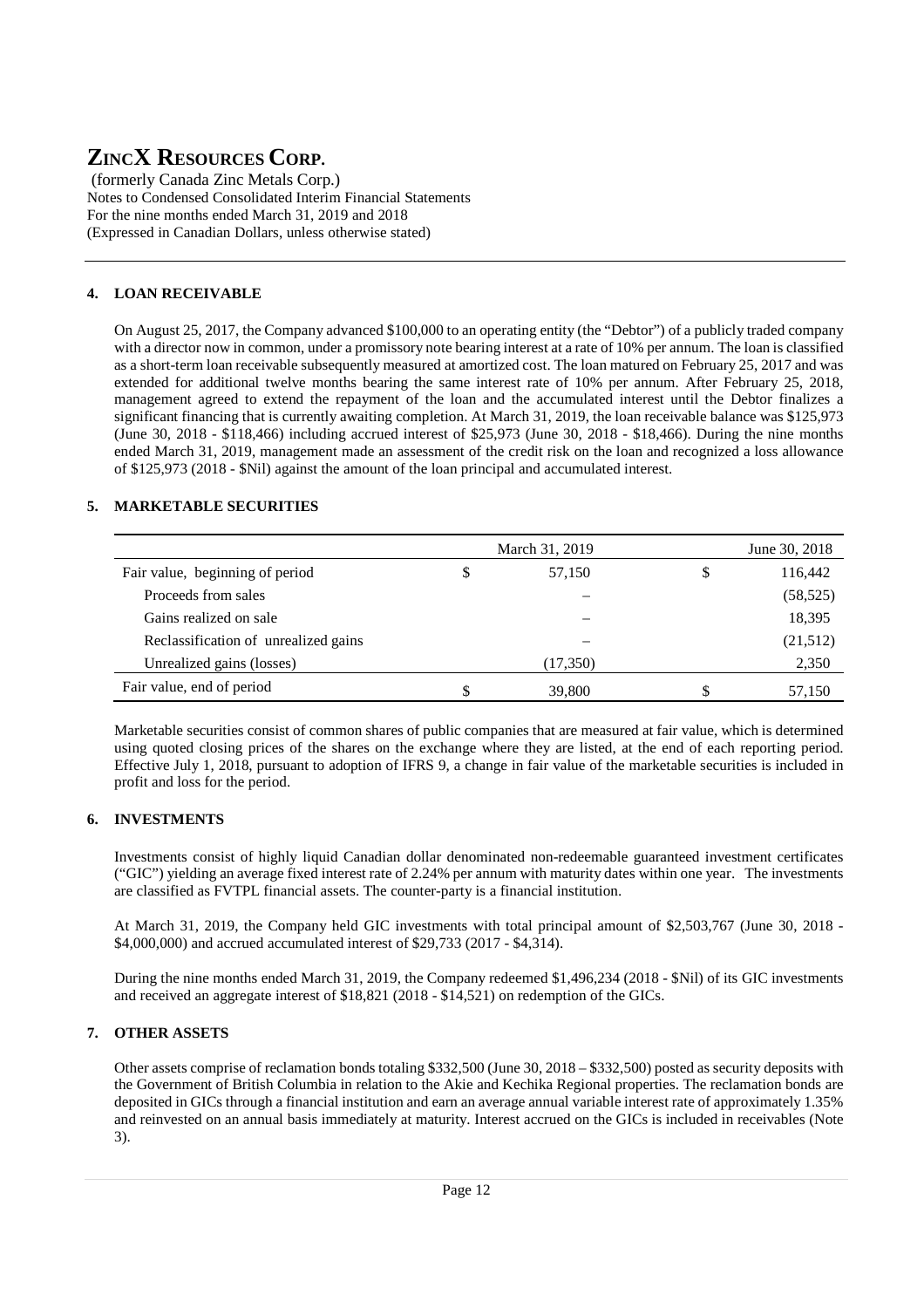# ZINCX RESOURCES CORP.

(formerly Canada Zinc Metals Corp.)
Notes to Condensed Consolidated Interim Financial Statements
For the nine months ended March 31, 2019 and 2018
(Expressed in Canadian Dollars, unless otherwise stated)

## 4. LOAN RECEIVABLE

On August 25, 2017, the Company advanced $100,000 to an operating entity (the "Debtor") of a publicly traded company with a director now in common, under a promissory note bearing interest at a rate of 10% per annum. The loan is classified as a short-term loan receivable subsequently measured at amortized cost. The loan matured on February 25, 2017 and was extended for additional twelve months bearing the same interest rate of 10% per annum. After February 25, 2018, management agreed to extend the repayment of the loan and the accumulated interest until the Debtor finalizes a significant financing that is currently awaiting completion. At March 31, 2019, the loan receivable balance was $125,973 (June 30, 2018 - $118,466) including accrued interest of $25,973 (June 30, 2018 - $18,466). During the nine months ended March 31, 2019, management made an assessment of the credit risk on the loan and recognized a loss allowance of $125,973 (2018 - $Nil) against the amount of the loan principal and accumulated interest.

## 5. MARKETABLE SECURITIES

| | March 31, 2019 | June 30, 2018 |
|---|---|---|
| Fair value, beginning of period | $ 57,150 | $ 116,442 |
| Proceeds from sales | – | (58,525) |
| Gains realized on sale | – | 18,395 |
| Reclassification of unrealized gains | – | (21,512) |
| Unrealized gains (losses) | (17,350) | 2,350 |
| Fair value, end of period | $ 39,800 | $ 57,150 |

Marketable securities consist of common shares of public companies that are measured at fair value, which is determined using quoted closing prices of the shares on the exchange where they are listed, at the end of each reporting period. Effective July 1, 2018, pursuant to adoption of IFRS 9, a change in fair value of the marketable securities is included in profit and loss for the period.

## 6. INVESTMENTS

Investments consist of highly liquid Canadian dollar denominated non-redeemable guaranteed investment certificates ("GIC") yielding an average fixed interest rate of 2.24% per annum with maturity dates within one year. The investments are classified as FVTPL financial assets. The counter-party is a financial institution.

At March 31, 2019, the Company held GIC investments with total principal amount of $2,503,767 (June 30, 2018 - $4,000,000) and accrued accumulated interest of $29,733 (2017 - $4,314).

During the nine months ended March 31, 2019, the Company redeemed $1,496,234 (2018 - $Nil) of its GIC investments and received an aggregate interest of $18,821 (2018 - $14,521) on redemption of the GICs.

## 7. OTHER ASSETS

Other assets comprise of reclamation bonds totaling $332,500 (June 30, 2018 – $332,500) posted as security deposits with the Government of British Columbia in relation to the Akie and Kechika Regional properties. The reclamation bonds are deposited in GICs through a financial institution and earn an average annual variable interest rate of approximately 1.35% and reinvested on an annual basis immediately at maturity. Interest accrued on the GICs is included in receivables (Note 3).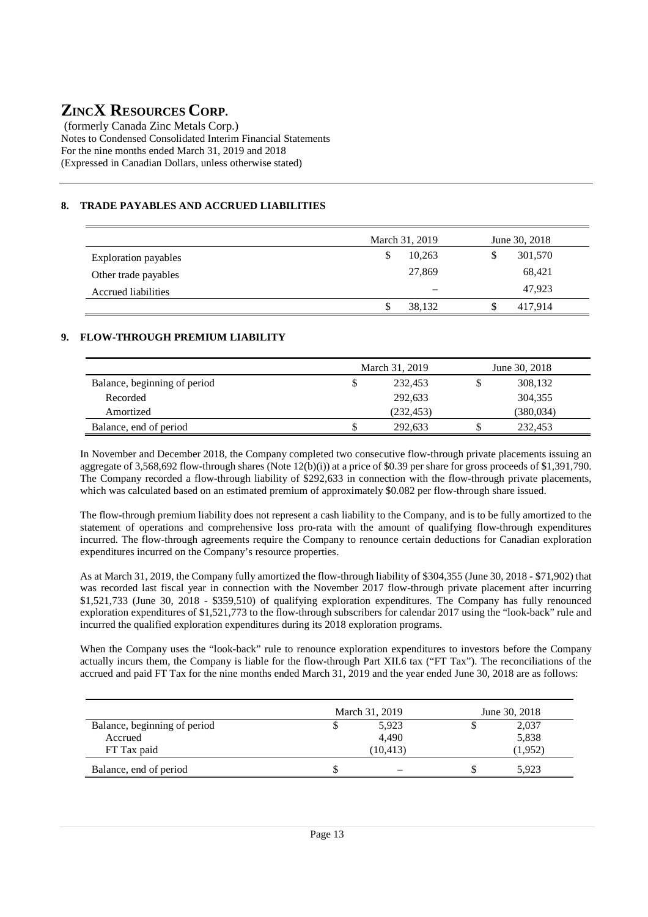# ZINCX RESOURCES CORP.

(formerly Canada Zinc Metals Corp.)
Notes to Condensed Consolidated Interim Financial Statements
For the nine months ended March 31, 2019 and 2018
(Expressed in Canadian Dollars, unless otherwise stated)

## 8. TRADE PAYABLES AND ACCRUED LIABILITIES

| | March 31, 2019 | June 30, 2018 |
|---|---|---|
| Exploration payables | $ 10,263 | $ 301,570 |
| Other trade payables | 27,869 | 68,421 |
| Accrued liabilities | – | 47,923 |
| | $ 38,132 | $ 417,914 |

## 9. FLOW-THROUGH PREMIUM LIABILITY

| | March 31, 2019 | June 30, 2018 |
|---|---|---|
| Balance, beginning of period | $ 232,453 | $ 308,132 |
| Recorded | 292,633 | 304,355 |
| Amortized | (232,453) | (380,034) |
| Balance, end of period | $ 292,633 | $ 232,453 |

In November and December 2018, the Company completed two consecutive flow-through private placements issuing an aggregate of 3,568,692 flow-through shares (Note 12(b)(i)) at a price of $0.39 per share for gross proceeds of $1,391,790. The Company recorded a flow-through liability of $292,633 in connection with the flow-through private placements, which was calculated based on an estimated premium of approximately $0.082 per flow-through share issued.

The flow-through premium liability does not represent a cash liability to the Company, and is to be fully amortized to the statement of operations and comprehensive loss pro-rata with the amount of qualifying flow-through expenditures incurred. The flow-through agreements require the Company to renounce certain deductions for Canadian exploration expenditures incurred on the Company's resource properties.

As at March 31, 2019, the Company fully amortized the flow-through liability of $304,355 (June 30, 2018 - $71,902) that was recorded last fiscal year in connection with the November 2017 flow-through private placement after incurring $1,521,733 (June 30, 2018 - $359,510) of qualifying exploration expenditures. The Company has fully renounced exploration expenditures of $1,521,773 to the flow-through subscribers for calendar 2017 using the "look-back" rule and incurred the qualified exploration expenditures during its 2018 exploration programs.

When the Company uses the "look-back" rule to renounce exploration expenditures to investors before the Company actually incurs them, the Company is liable for the flow-through Part XII.6 tax ("FT Tax"). The reconciliations of the accrued and paid FT Tax for the nine months ended March 31, 2019 and the year ended June 30, 2018 are as follows:

| | March 31, 2019 | June 30, 2018 |
|---|---|---|
| Balance, beginning of period | $ 5,923 | $ 2,037 |
| Accrued | 4,490 | 5,838 |
| FT Tax paid | (10,413) | (1,952) |
| Balance, end of period | $ – | $ 5,923 |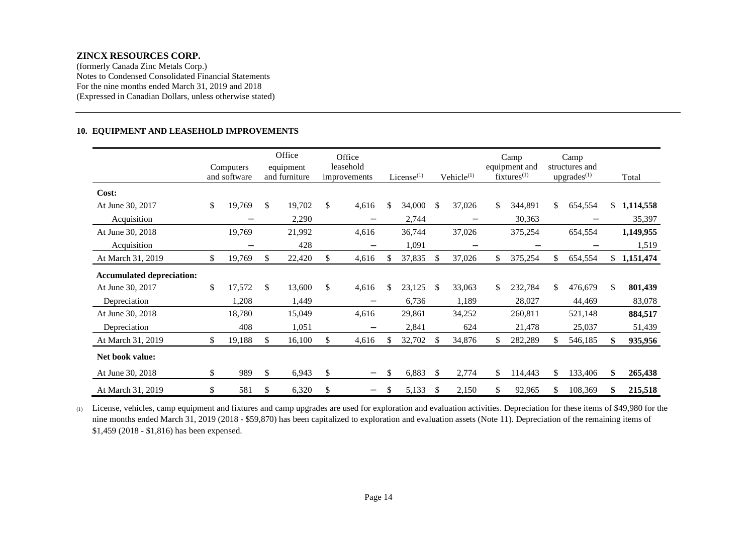**ZINCX RESOURCES CORP.**
(formerly Canada Zinc Metals Corp.)
Notes to Condensed Consolidated Financial Statements
For the nine months ended March 31, 2019 and 2018
(Expressed in Canadian Dollars, unless otherwise stated)

## 10. EQUIPMENT AND LEASEHOLD IMPROVEMENTS

| | Computers and software | Office equipment and furniture | Office leasehold improvements | License[(1)] | Vehicle[(1)] | Camp equipment and fixtures[(1)] | Camp structures and upgrades[(1)] | Total |
|---|---|---|---|---|---|---|---|---|
| **Cost:** | | | | | | | | |
| At June 30, 2017 | $ 19,769 | $ 19,702 | $ 4,616 | $ 34,000 | $ 37,026 | $ 344,891 | $ 654,554 | $ **1,114,558** |
| Acquisition | – | 2,290 | – | 2,744 | – | 30,363 | – | 35,397 |
| At June 30, 2018 | 19,769 | 21,992 | 4,616 | 36,744 | 37,026 | 375,254 | 654,554 | **1,149,955** |
| Acquisition | – | 428 | – | 1,091 | – | – | – | 1,519 |
| At March 31, 2019 | $ 19,769 | $ 22,420 | $ 4,616 | $ 37,835 | $ 37,026 | $ 375,254 | $ 654,554 | $ **1,151,474** |
| **Accumulated depreciation:** | | | | | | | | |
| At June 30, 2017 | $ 17,572 | $ 13,600 | $ 4,616 | $ 23,125 | $ 33,063 | $ 232,784 | $ 476,679 | $ **801,439** |
| Depreciation | 1,208 | 1,449 | – | 6,736 | 1,189 | 28,027 | 44,469 | 83,078 |
| At June 30, 2018 | 18,780 | 15,049 | 4,616 | 29,861 | 34,252 | 260,811 | 521,148 | **884,517** |
| Depreciation | 408 | 1,051 | – | 2,841 | 624 | 21,478 | 25,037 | 51,439 |
| At March 31, 2019 | $ 19,188 | $ 16,100 | $ 4,616 | $ 32,702 | $ 34,876 | $ 282,289 | $ 546,185 | **$ 935,956** |
| **Net book value:** | | | | | | | | |
| At June 30, 2018 | $ 989 | $ 6,943 | $ – | $ 6,883 | $ 2,774 | $ 114,443 | $ 133,406 | **$ 265,438** |
| At March 31, 2019 | $ 581 | $ 6,320 | $ – | $ 5,133 | $ 2,150 | $ 92,965 | $ 108,369 | **$ 215,518** |

(1) License, vehicles, camp equipment and fixtures and camp upgrades are used for exploration and evaluation activities. Depreciation for these items of $49,980 for the nine months ended March 31, 2019 (2018 - $59,870) has been capitalized to exploration and evaluation assets (Note 11). Depreciation of the remaining items of $1,459 (2018 - $1,816) has been expensed.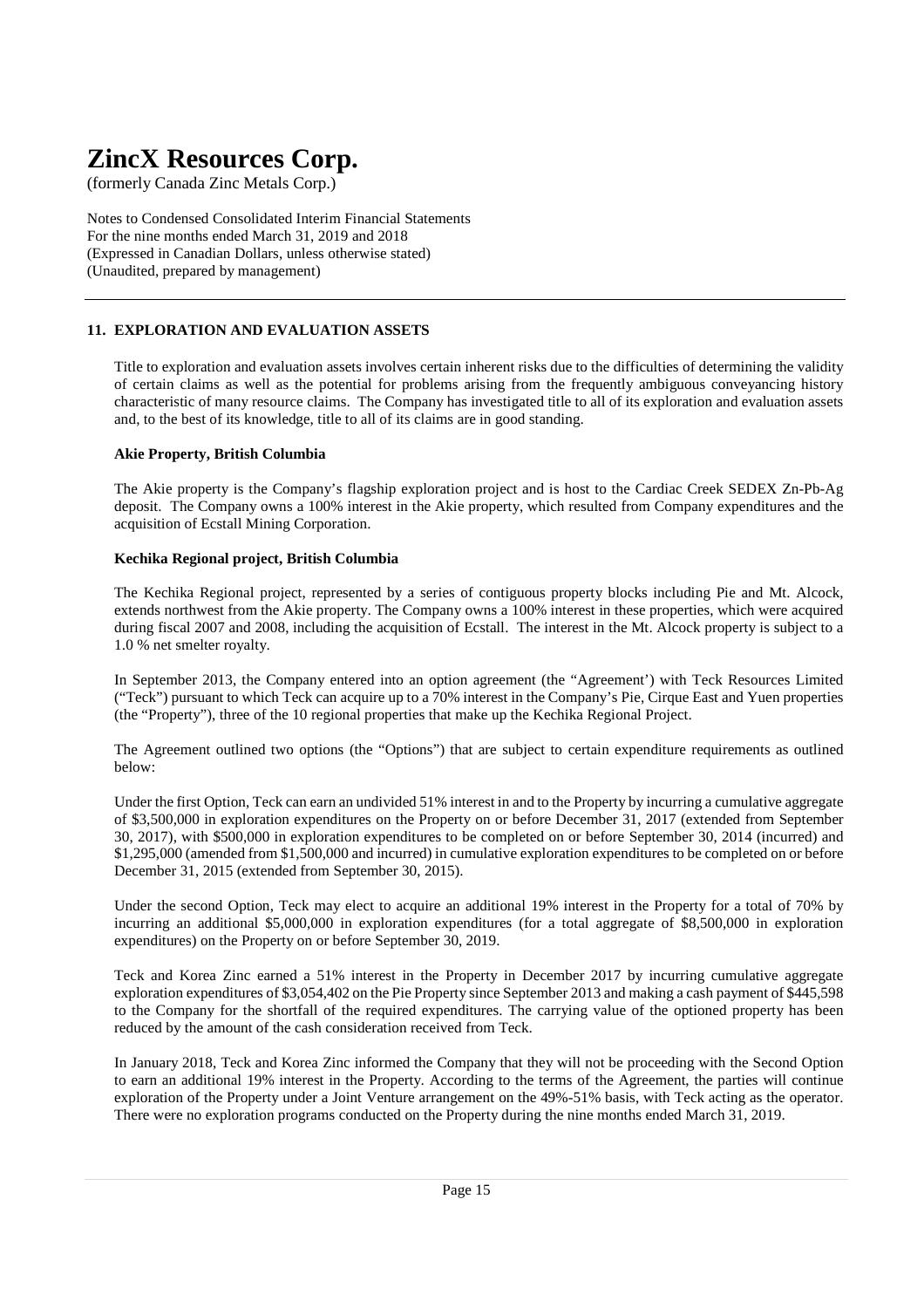# ZincX Resources Corp.

(formerly Canada Zinc Metals Corp.)

Notes to Condensed Consolidated Interim Financial Statements
For the nine months ended March 31, 2019 and 2018
(Expressed in Canadian Dollars, unless otherwise stated)
(Unaudited, prepared by management)

## 11. EXPLORATION AND EVALUATION ASSETS

Title to exploration and evaluation assets involves certain inherent risks due to the difficulties of determining the validity of certain claims as well as the potential for problems arising from the frequently ambiguous conveyancing history characteristic of many resource claims. The Company has investigated title to all of its exploration and evaluation assets and, to the best of its knowledge, title to all of its claims are in good standing.

**Akie Property, British Columbia**

The Akie property is the Company's flagship exploration project and is host to the Cardiac Creek SEDEX Zn-Pb-Ag deposit. The Company owns a 100% interest in the Akie property, which resulted from Company expenditures and the acquisition of Ecstall Mining Corporation.

**Kechika Regional project, British Columbia**

The Kechika Regional project, represented by a series of contiguous property blocks including Pie and Mt. Alcock, extends northwest from the Akie property. The Company owns a 100% interest in these properties, which were acquired during fiscal 2007 and 2008, including the acquisition of Ecstall. The interest in the Mt. Alcock property is subject to a 1.0 % net smelter royalty.

In September 2013, the Company entered into an option agreement (the "Agreement') with Teck Resources Limited ("Teck") pursuant to which Teck can acquire up to a 70% interest in the Company's Pie, Cirque East and Yuen properties (the "Property"), three of the 10 regional properties that make up the Kechika Regional Project.

The Agreement outlined two options (the "Options") that are subject to certain expenditure requirements as outlined below:

Under the first Option, Teck can earn an undivided 51% interest in and to the Property by incurring a cumulative aggregate of \$3,500,000 in exploration expenditures on the Property on or before December 31, 2017 (extended from September 30, 2017), with \$500,000 in exploration expenditures to be completed on or before September 30, 2014 (incurred) and \$1,295,000 (amended from \$1,500,000 and incurred) in cumulative exploration expenditures to be completed on or before December 31, 2015 (extended from September 30, 2015).

Under the second Option, Teck may elect to acquire an additional 19% interest in the Property for a total of 70% by incurring an additional \$5,000,000 in exploration expenditures (for a total aggregate of \$8,500,000 in exploration expenditures) on the Property on or before September 30, 2019.

Teck and Korea Zinc earned a 51% interest in the Property in December 2017 by incurring cumulative aggregate exploration expenditures of \$3,054,402 on the Pie Property since September 2013 and making a cash payment of \$445,598 to the Company for the shortfall of the required expenditures. The carrying value of the optioned property has been reduced by the amount of the cash consideration received from Teck.

In January 2018, Teck and Korea Zinc informed the Company that they will not be proceeding with the Second Option to earn an additional 19% interest in the Property. According to the terms of the Agreement, the parties will continue exploration of the Property under a Joint Venture arrangement on the 49%-51% basis, with Teck acting as the operator. There were no exploration programs conducted on the Property during the nine months ended March 31, 2019.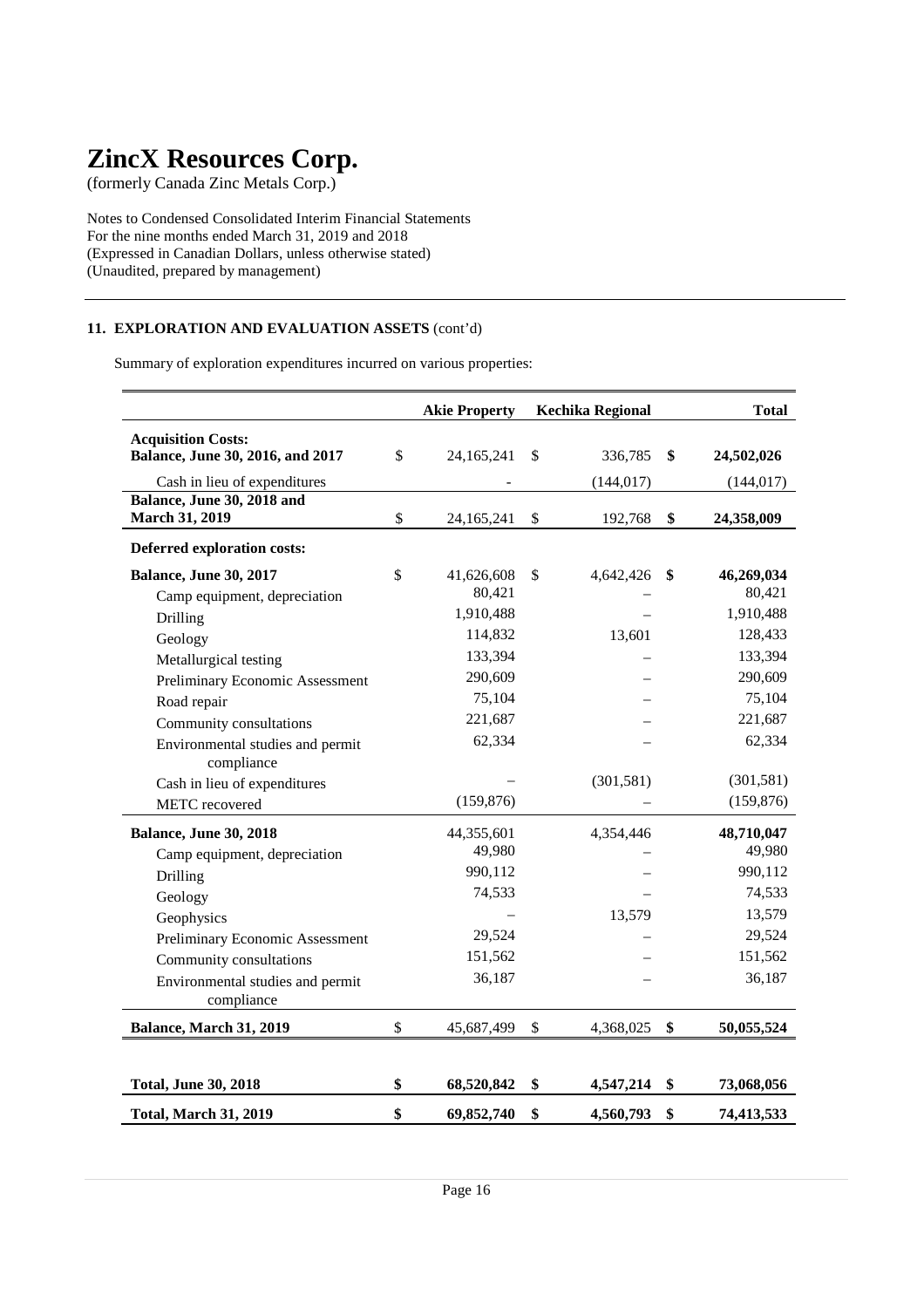# ZincX Resources Corp.

(formerly Canada Zinc Metals Corp.)

Notes to Condensed Consolidated Interim Financial Statements
For the nine months ended March 31, 2019 and 2018
(Expressed in Canadian Dollars, unless otherwise stated)
(Unaudited, prepared by management)

## 11. EXPLORATION AND EVALUATION ASSETS (cont'd)

Summary of exploration expenditures incurred on various properties:

| | Akie Property | Kechika Regional | Total |
|---|---|---|---|
| **Acquisition Costs:** | | | |
| **Balance, June 30, 2016, and 2017** | $ 24,165,241 | $ 336,785 | **$ 24,502,026** |
| Cash in lieu of expenditures | - | (144,017) | (144,017) |
| **Balance, June 30, 2018 and March 31, 2019** | $ 24,165,241 | $ 192,768 | **$ 24,358,009** |
| **Deferred exploration costs:** | | | |
| **Balance, June 30, 2017** | $ 41,626,608 | $ 4,642,426 | **$ 46,269,034** |
| Camp equipment, depreciation | 80,421 | – | 80,421 |
| Drilling | 1,910,488 | – | 1,910,488 |
| Geology | 114,832 | 13,601 | 128,433 |
| Metallurgical testing | 133,394 | – | 133,394 |
| Preliminary Economic Assessment | 290,609 | – | 290,609 |
| Road repair | 75,104 | – | 75,104 |
| Community consultations | 221,687 | – | 221,687 |
| Environmental studies and permit compliance | 62,334 | – | 62,334 |
| Cash in lieu of expenditures | – | (301,581) | (301,581) |
| METC recovered | (159,876) | – | (159,876) |
| **Balance, June 30, 2018** | 44,355,601 | 4,354,446 | **48,710,047** |
| Camp equipment, depreciation | 49,980 | – | 49,980 |
| Drilling | 990,112 | – | 990,112 |
| Geology | 74,533 | – | 74,533 |
| Geophysics | – | 13,579 | 13,579 |
| Preliminary Economic Assessment | 29,524 | – | 29,524 |
| Community consultations | 151,562 | – | 151,562 |
| Environmental studies and permit compliance | 36,187 | – | 36,187 |
| **Balance, March 31, 2019** | $ 45,687,499 | $ 4,368,025 | **$ 50,055,524** |
| | | | |
| **Total, June 30, 2018** | **$ 68,520,842** | **$ 4,547,214** | **$ 73,068,056** |
| **Total, March 31, 2019** | **$ 69,852,740** | **$ 4,560,793** | **$ 74,413,533** |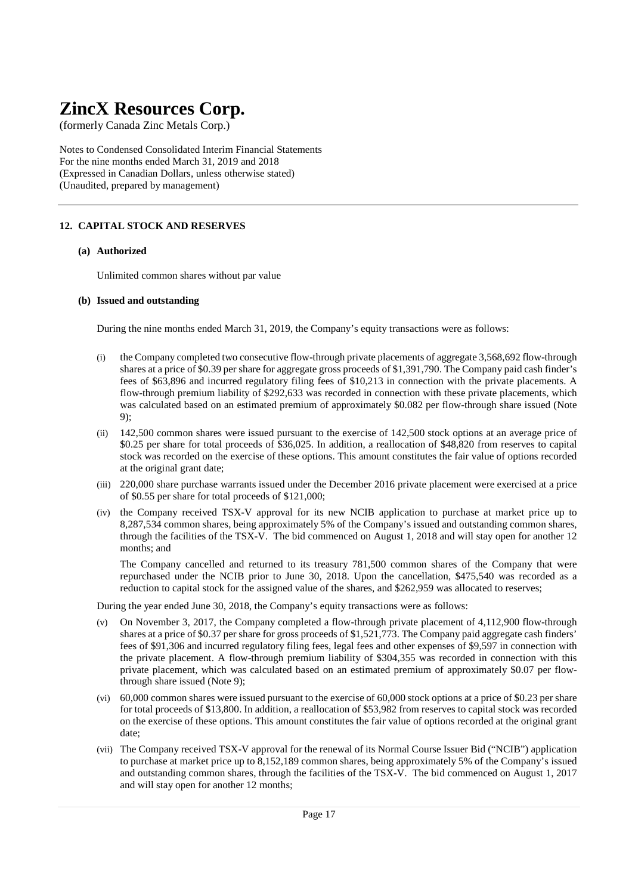# ZincX Resources Corp.

(formerly Canada Zinc Metals Corp.)

Notes to Condensed Consolidated Interim Financial Statements
For the nine months ended March 31, 2019 and 2018
(Expressed in Canadian Dollars, unless otherwise stated)
(Unaudited, prepared by management)

## 12. CAPITAL STOCK AND RESERVES

### (a) Authorized

Unlimited common shares without par value

### (b) Issued and outstanding

During the nine months ended March 31, 2019, the Company's equity transactions were as follows:

(i) the Company completed two consecutive flow-through private placements of aggregate 3,568,692 flow-through shares at a price of \$0.39 per share for aggregate gross proceeds of \$1,391,790. The Company paid cash finder's fees of \$63,896 and incurred regulatory filing fees of \$10,213 in connection with the private placements. A flow-through premium liability of \$292,633 was recorded in connection with these private placements, which was calculated based on an estimated premium of approximately \$0.082 per flow-through share issued (Note 9);

(ii) 142,500 common shares were issued pursuant to the exercise of 142,500 stock options at an average price of \$0.25 per share for total proceeds of \$36,025. In addition, a reallocation of \$48,820 from reserves to capital stock was recorded on the exercise of these options. This amount constitutes the fair value of options recorded at the original grant date;

(iii) 220,000 share purchase warrants issued under the December 2016 private placement were exercised at a price of \$0.55 per share for total proceeds of \$121,000;

(iv) the Company received TSX-V approval for its new NCIB application to purchase at market price up to 8,287,534 common shares, being approximately 5% of the Company's issued and outstanding common shares, through the facilities of the TSX-V. The bid commenced on August 1, 2018 and will stay open for another 12 months; and

The Company cancelled and returned to its treasury 781,500 common shares of the Company that were repurchased under the NCIB prior to June 30, 2018. Upon the cancellation, \$475,540 was recorded as a reduction to capital stock for the assigned value of the shares, and \$262,959 was allocated to reserves;

During the year ended June 30, 2018, the Company's equity transactions were as follows:

(v) On November 3, 2017, the Company completed a flow-through private placement of 4,112,900 flow-through shares at a price of \$0.37 per share for gross proceeds of \$1,521,773. The Company paid aggregate cash finders' fees of \$91,306 and incurred regulatory filing fees, legal fees and other expenses of \$9,597 in connection with the private placement. A flow-through premium liability of \$304,355 was recorded in connection with this private placement, which was calculated based on an estimated premium of approximately \$0.07 per flow-through share issued (Note 9);

(vi) 60,000 common shares were issued pursuant to the exercise of 60,000 stock options at a price of \$0.23 per share for total proceeds of \$13,800. In addition, a reallocation of \$53,982 from reserves to capital stock was recorded on the exercise of these options. This amount constitutes the fair value of options recorded at the original grant date;

(vii) The Company received TSX-V approval for the renewal of its Normal Course Issuer Bid ("NCIB") application to purchase at market price up to 8,152,189 common shares, being approximately 5% of the Company's issued and outstanding common shares, through the facilities of the TSX-V. The bid commenced on August 1, 2017 and will stay open for another 12 months;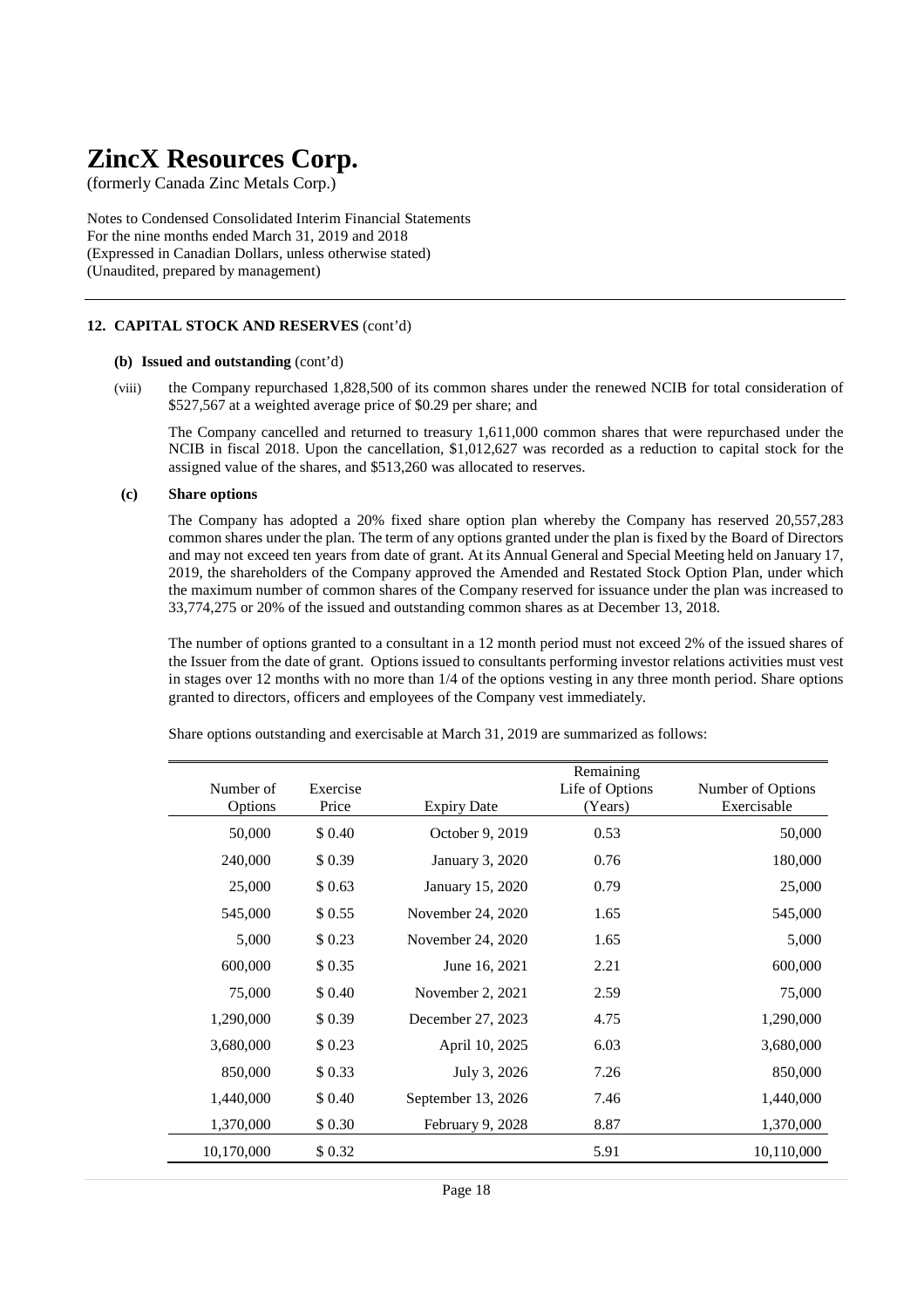# ZincX Resources Corp.

(formerly Canada Zinc Metals Corp.)

Notes to Condensed Consolidated Interim Financial Statements
For the nine months ended March 31, 2019 and 2018
(Expressed in Canadian Dollars, unless otherwise stated)
(Unaudited, prepared by management)

## 12. CAPITAL STOCK AND RESERVES (cont'd)

### (b) Issued and outstanding (cont'd)

(viii) the Company repurchased 1,828,500 of its common shares under the renewed NCIB for total consideration of \$527,567 at a weighted average price of \$0.29 per share; and

The Company cancelled and returned to treasury 1,611,000 common shares that were repurchased under the NCIB in fiscal 2018. Upon the cancellation, \$1,012,627 was recorded as a reduction to capital stock for the assigned value of the shares, and \$513,260 was allocated to reserves.

### (c) Share options

The Company has adopted a 20% fixed share option plan whereby the Company has reserved 20,557,283 common shares under the plan. The term of any options granted under the plan is fixed by the Board of Directors and may not exceed ten years from date of grant. At its Annual General and Special Meeting held on January 17, 2019, the shareholders of the Company approved the Amended and Restated Stock Option Plan, under which the maximum number of common shares of the Company reserved for issuance under the plan was increased to 33,774,275 or 20% of the issued and outstanding common shares as at December 13, 2018.

The number of options granted to a consultant in a 12 month period must not exceed 2% of the issued shares of the Issuer from the date of grant. Options issued to consultants performing investor relations activities must vest in stages over 12 months with no more than 1/4 of the options vesting in any three month period. Share options granted to directors, officers and employees of the Company vest immediately.

Share options outstanding and exercisable at March 31, 2019 are summarized as follows:

| Number of Options | Exercise Price | Expiry Date | Remaining Life of Options (Years) | Number of Options Exercisable |
|---|---|---|---|---|
| 50,000 | \$ 0.40 | October 9, 2019 | 0.53 | 50,000 |
| 240,000 | \$ 0.39 | January 3, 2020 | 0.76 | 180,000 |
| 25,000 | \$ 0.63 | January 15, 2020 | 0.79 | 25,000 |
| 545,000 | \$ 0.55 | November 24, 2020 | 1.65 | 545,000 |
| 5,000 | \$ 0.23 | November 24, 2020 | 1.65 | 5,000 |
| 600,000 | \$ 0.35 | June 16, 2021 | 2.21 | 600,000 |
| 75,000 | \$ 0.40 | November 2, 2021 | 2.59 | 75,000 |
| 1,290,000 | \$ 0.39 | December 27, 2023 | 4.75 | 1,290,000 |
| 3,680,000 | \$ 0.23 | April 10, 2025 | 6.03 | 3,680,000 |
| 850,000 | \$ 0.33 | July 3, 2026 | 7.26 | 850,000 |
| 1,440,000 | \$ 0.40 | September 13, 2026 | 7.46 | 1,440,000 |
| 1,370,000 | \$ 0.30 | February 9, 2028 | 8.87 | 1,370,000 |
| 10,170,000 | \$ 0.32 | | 5.91 | 10,110,000 |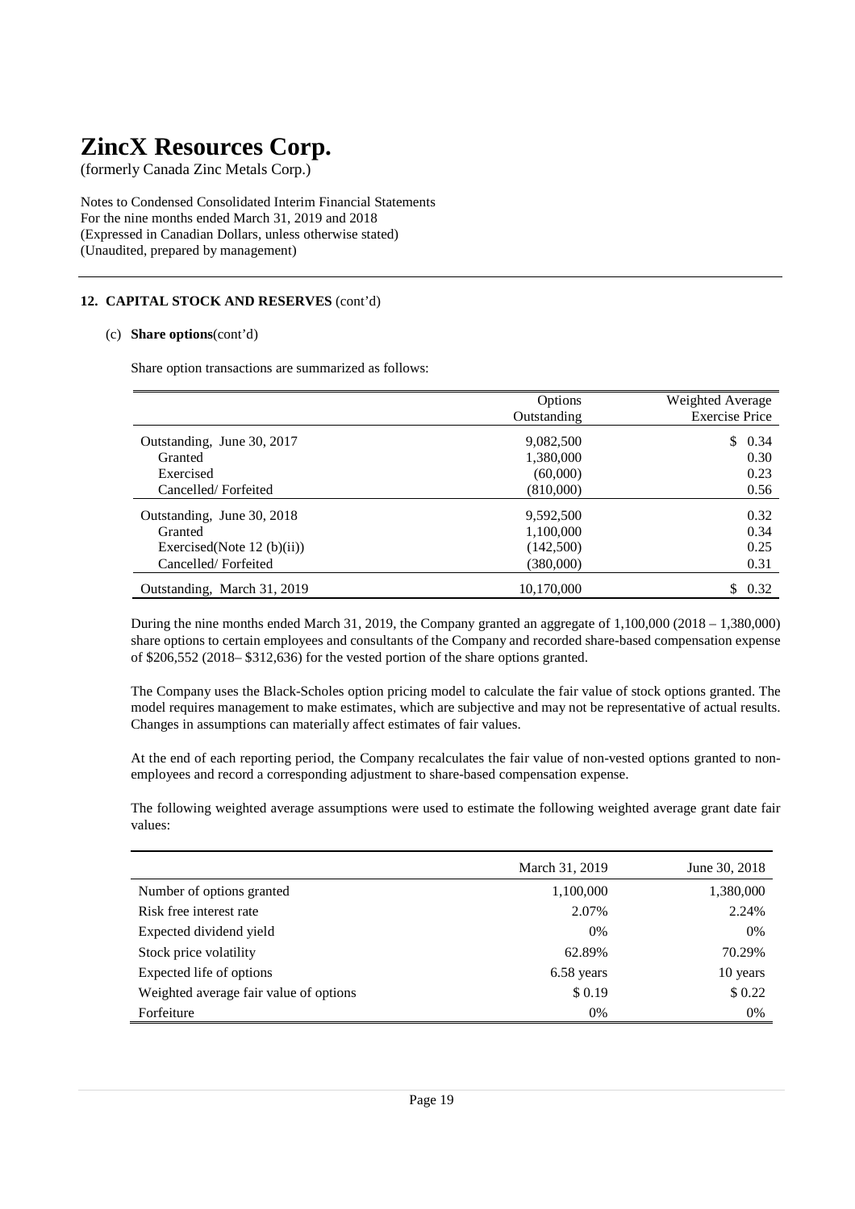# ZincX Resources Corp.

(formerly Canada Zinc Metals Corp.)

Notes to Condensed Consolidated Interim Financial Statements
For the nine months ended March 31, 2019 and 2018
(Expressed in Canadian Dollars, unless otherwise stated)
(Unaudited, prepared by management)

## 12. CAPITAL STOCK AND RESERVES (cont'd)

(c) **Share options**(cont'd)

Share option transactions are summarized as follows:

| | Options Outstanding | Weighted Average Exercise Price |
|---|---|---|
| Outstanding, June 30, 2017 | 9,082,500 | $ 0.34 |
| Granted | 1,380,000 | 0.30 |
| Exercised | (60,000) | 0.23 |
| Cancelled/ Forfeited | (810,000) | 0.56 |
| Outstanding, June 30, 2018 | 9,592,500 | 0.32 |
| Granted | 1,100,000 | 0.34 |
| Exercised(Note 12 (b)(ii)) | (142,500) | 0.25 |
| Cancelled/ Forfeited | (380,000) | 0.31 |
| Outstanding, March 31, 2019 | 10,170,000 | $ 0.32 |

During the nine months ended March 31, 2019, the Company granted an aggregate of 1,100,000 (2018 – 1,380,000) share options to certain employees and consultants of the Company and recorded share-based compensation expense of $206,552 (2018– $312,636) for the vested portion of the share options granted.

The Company uses the Black-Scholes option pricing model to calculate the fair value of stock options granted. The model requires management to make estimates, which are subjective and may not be representative of actual results. Changes in assumptions can materially affect estimates of fair values.

At the end of each reporting period, the Company recalculates the fair value of non-vested options granted to non-employees and record a corresponding adjustment to share-based compensation expense.

The following weighted average assumptions were used to estimate the following weighted average grant date fair values:

| | March 31, 2019 | June 30, 2018 |
|---|---|---|
| Number of options granted | 1,100,000 | 1,380,000 |
| Risk free interest rate | 2.07% | 2.24% |
| Expected dividend yield | 0% | 0% |
| Stock price volatility | 62.89% | 70.29% |
| Expected life of options | 6.58 years | 10 years |
| Weighted average fair value of options | $ 0.19 | $ 0.22 |
| Forfeiture | 0% | 0% |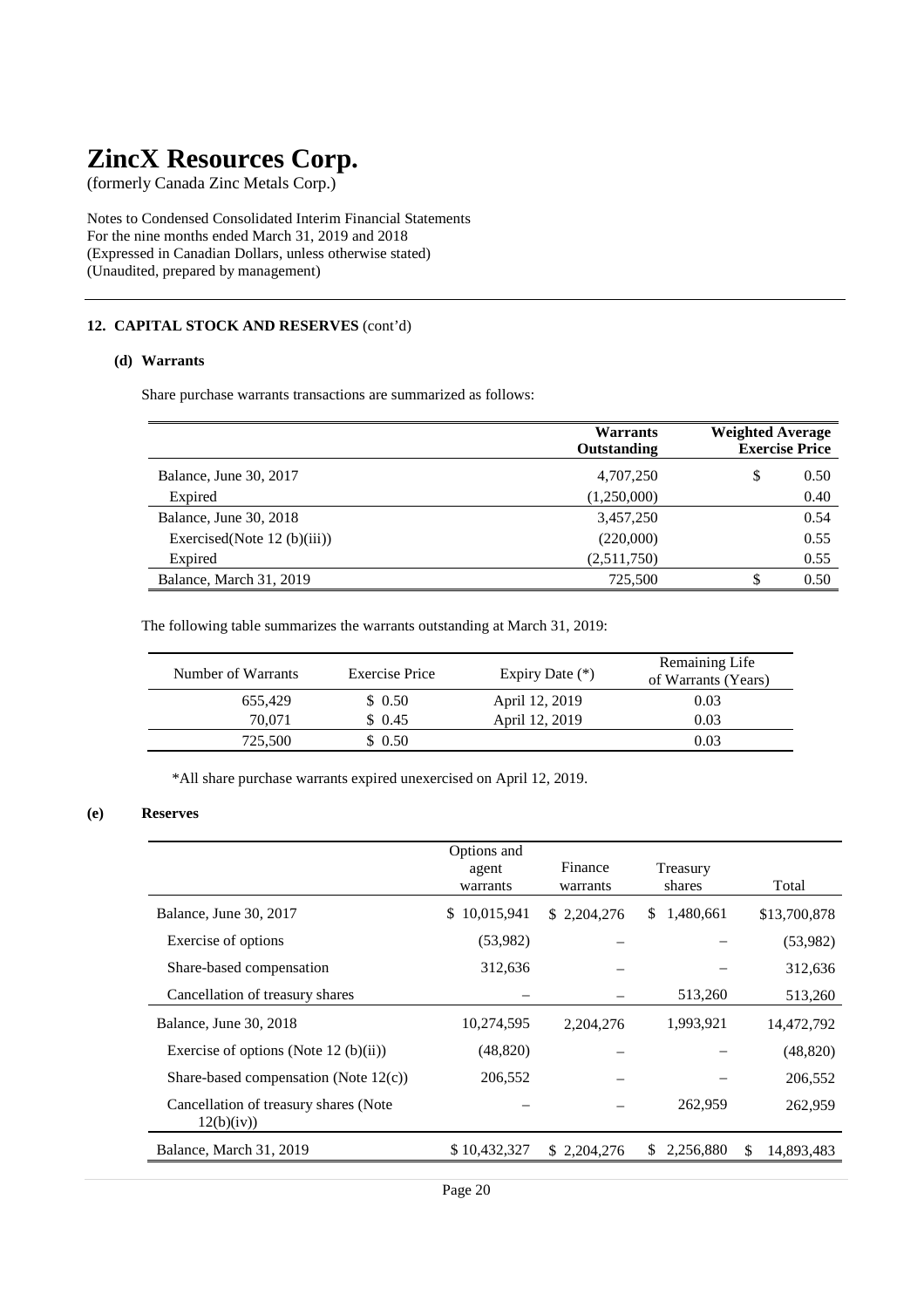# ZincX Resources Corp.

(formerly Canada Zinc Metals Corp.)

Notes to Condensed Consolidated Interim Financial Statements
For the nine months ended March 31, 2019 and 2018
(Expressed in Canadian Dollars, unless otherwise stated)
(Unaudited, prepared by management)

## 12. CAPITAL STOCK AND RESERVES (cont'd)

### (d) Warrants

Share purchase warrants transactions are summarized as follows:

| | Warrants Outstanding | Weighted Average Exercise Price |
|---|---|---|
| Balance, June 30, 2017 | 4,707,250 | $ 0.50 |
| Expired | (1,250,000) | 0.40 |
| Balance, June 30, 2018 | 3,457,250 | 0.54 |
| Exercised(Note 12 (b)(iii)) | (220,000) | 0.55 |
| Expired | (2,511,750) | 0.55 |
| Balance, March 31, 2019 | 725,500 | $ 0.50 |

The following table summarizes the warrants outstanding at March 31, 2019:

| Number of Warrants | Exercise Price | Expiry Date (*) | Remaining Life of Warrants (Years) |
|---|---|---|---|
| 655,429 | $ 0.50 | April 12, 2019 | 0.03 |
| 70,071 | $ 0.45 | April 12, 2019 | 0.03 |
| 725,500 | $ 0.50 | | 0.03 |

*All share purchase warrants expired unexercised on April 12, 2019.

### (e) Reserves

| | Options and agent warrants | Finance warrants | Treasury shares | Total |
|---|---|---|---|---|
| Balance, June 30, 2017 | $ 10,015,941 | $ 2,204,276 | $ 1,480,661 | $13,700,878 |
| Exercise of options | (53,982) | – | – | (53,982) |
| Share-based compensation | 312,636 | – | – | 312,636 |
| Cancellation of treasury shares | – | – | 513,260 | 513,260 |
| Balance, June 30, 2018 | 10,274,595 | 2,204,276 | 1,993,921 | 14,472,792 |
| Exercise of options (Note 12 (b)(ii)) | (48,820) | – | – | (48,820) |
| Share-based compensation (Note 12(c)) | 206,552 | – | – | 206,552 |
| Cancellation of treasury shares (Note 12(b)(iv)) | – | – | 262,959 | 262,959 |
| Balance, March 31, 2019 | $ 10,432,327 | $ 2,204,276 | $ 2,256,880 | $ 14,893,483 |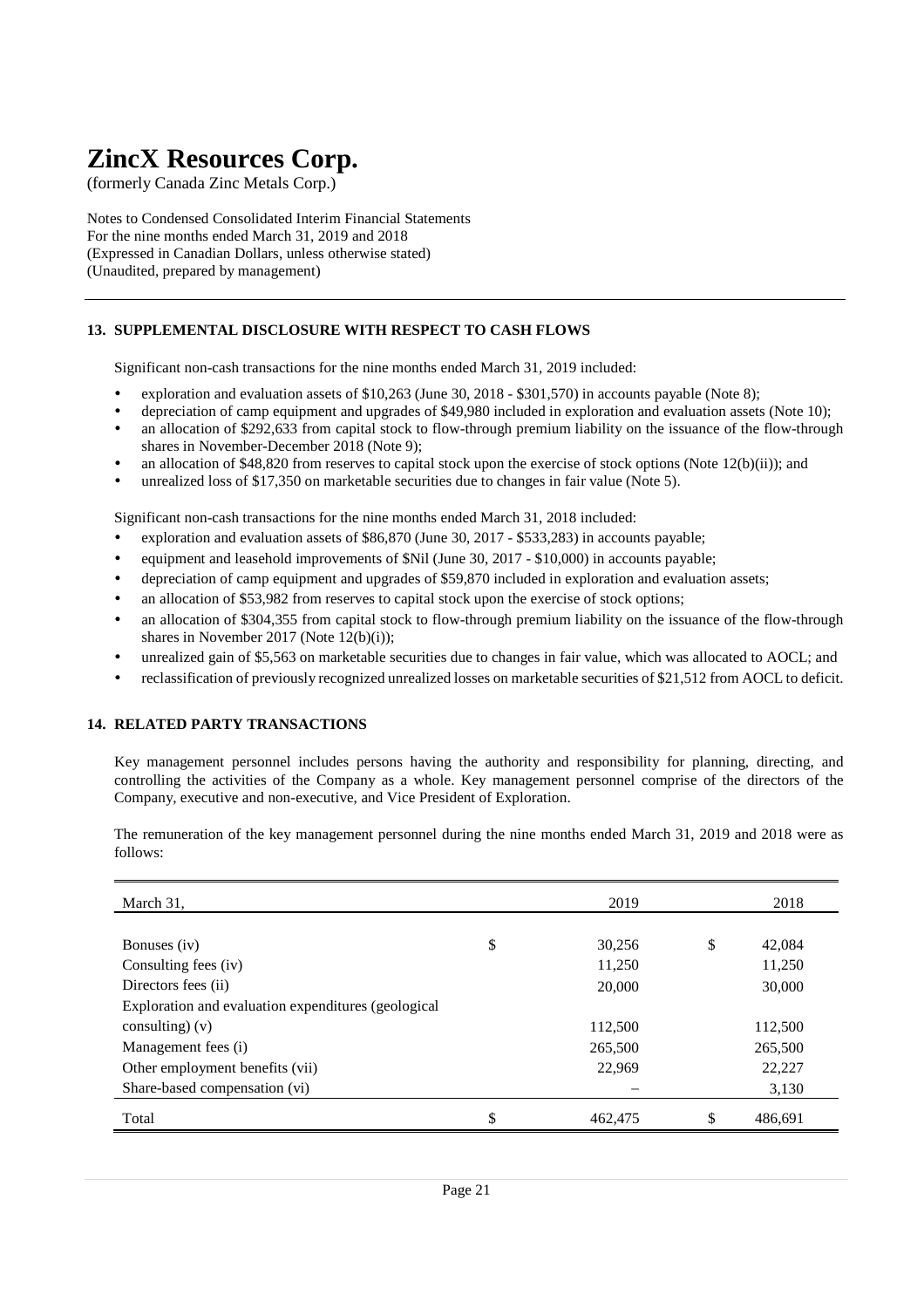# ZincX Resources Corp.

(formerly Canada Zinc Metals Corp.)

Notes to Condensed Consolidated Interim Financial Statements
For the nine months ended March 31, 2019 and 2018
(Expressed in Canadian Dollars, unless otherwise stated)
(Unaudited, prepared by management)

## 13. SUPPLEMENTAL DISCLOSURE WITH RESPECT TO CASH FLOWS

Significant non-cash transactions for the nine months ended March 31, 2019 included:

- exploration and evaluation assets of $10,263 (June 30, 2018 - $301,570) in accounts payable (Note 8);
- depreciation of camp equipment and upgrades of $49,980 included in exploration and evaluation assets (Note 10);
- an allocation of $292,633 from capital stock to flow-through premium liability on the issuance of the flow-through shares in November-December 2018 (Note 9);
- an allocation of $48,820 from reserves to capital stock upon the exercise of stock options (Note 12(b)(ii)); and
- unrealized loss of $17,350 on marketable securities due to changes in fair value (Note 5).

Significant non-cash transactions for the nine months ended March 31, 2018 included:

- exploration and evaluation assets of $86,870 (June 30, 2017 - $533,283) in accounts payable;
- equipment and leasehold improvements of $Nil (June 30, 2017 - $10,000) in accounts payable;
- depreciation of camp equipment and upgrades of $59,870 included in exploration and evaluation assets;
- an allocation of $53,982 from reserves to capital stock upon the exercise of stock options;
- an allocation of $304,355 from capital stock to flow-through premium liability on the issuance of the flow-through shares in November 2017 (Note 12(b)(i));
- unrealized gain of $5,563 on marketable securities due to changes in fair value, which was allocated to AOCL; and
- reclassification of previously recognized unrealized losses on marketable securities of $21,512 from AOCL to deficit.

## 14. RELATED PARTY TRANSACTIONS

Key management personnel includes persons having the authority and responsibility for planning, directing, and controlling the activities of the Company as a whole. Key management personnel comprise of the directors of the Company, executive and non-executive, and Vice President of Exploration.

The remuneration of the key management personnel during the nine months ended March 31, 2019 and 2018 were as follows:

| March 31, | 2019 | 2018 |
|---|---|---|
| Bonuses (iv) | $ 30,256 | $ 42,084 |
| Consulting fees (iv) | 11,250 | 11,250 |
| Directors fees (ii) | 20,000 | 30,000 |
| Exploration and evaluation expenditures (geological consulting) (v) | 112,500 | 112,500 |
| Management fees (i) | 265,500 | 265,500 |
| Other employment benefits (vii) | 22,969 | 22,227 |
| Share-based compensation (vi) | – | 3,130 |
| Total | $ 462,475 | $ 486,691 |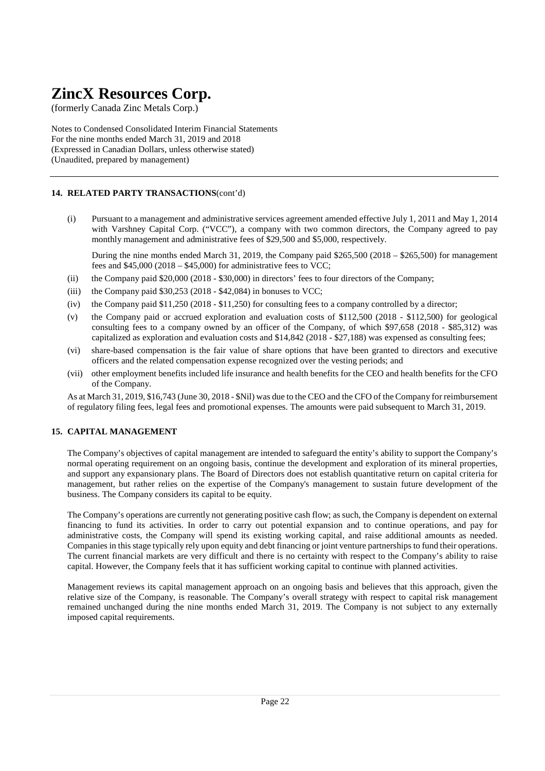# ZincX Resources Corp.

(formerly Canada Zinc Metals Corp.)

Notes to Condensed Consolidated Interim Financial Statements
For the nine months ended March 31, 2019 and 2018
(Expressed in Canadian Dollars, unless otherwise stated)
(Unaudited, prepared by management)

### 14. RELATED PARTY TRANSACTIONS(cont'd)

(i) Pursuant to a management and administrative services agreement amended effective July 1, 2011 and May 1, 2014 with Varshney Capital Corp. ("VCC"), a company with two common directors, the Company agreed to pay monthly management and administrative fees of $29,500 and $5,000, respectively.

During the nine months ended March 31, 2019, the Company paid $265,500 (2018 – $265,500) for management fees and $45,000 (2018 – $45,000) for administrative fees to VCC;

(ii) the Company paid $20,000 (2018 - $30,000) in directors' fees to four directors of the Company;

(iii) the Company paid $30,253 (2018 - $42,084) in bonuses to VCC;

(iv) the Company paid $11,250 (2018 - $11,250) for consulting fees to a company controlled by a director;

(v) the Company paid or accrued exploration and evaluation costs of $112,500 (2018 - $112,500) for geological consulting fees to a company owned by an officer of the Company, of which $97,658 (2018 - $85,312) was capitalized as exploration and evaluation costs and $14,842 (2018 - $27,188) was expensed as consulting fees;

(vi) share-based compensation is the fair value of share options that have been granted to directors and executive officers and the related compensation expense recognized over the vesting periods; and

(vii) other employment benefits included life insurance and health benefits for the CEO and health benefits for the CFO of the Company.

As at March 31, 2019, $16,743 (June 30, 2018 - $Nil) was due to the CEO and the CFO of the Company for reimbursement of regulatory filing fees, legal fees and promotional expenses. The amounts were paid subsequent to March 31, 2019.

### 15. CAPITAL MANAGEMENT

The Company's objectives of capital management are intended to safeguard the entity's ability to support the Company's normal operating requirement on an ongoing basis, continue the development and exploration of its mineral properties, and support any expansionary plans. The Board of Directors does not establish quantitative return on capital criteria for management, but rather relies on the expertise of the Company's management to sustain future development of the business. The Company considers its capital to be equity.

The Company's operations are currently not generating positive cash flow; as such, the Company is dependent on external financing to fund its activities. In order to carry out potential expansion and to continue operations, and pay for administrative costs, the Company will spend its existing working capital, and raise additional amounts as needed. Companies in this stage typically rely upon equity and debt financing or joint venture partnerships to fund their operations. The current financial markets are very difficult and there is no certainty with respect to the Company's ability to raise capital. However, the Company feels that it has sufficient working capital to continue with planned activities.

Management reviews its capital management approach on an ongoing basis and believes that this approach, given the relative size of the Company, is reasonable. The Company's overall strategy with respect to capital risk management remained unchanged during the nine months ended March 31, 2019. The Company is not subject to any externally imposed capital requirements.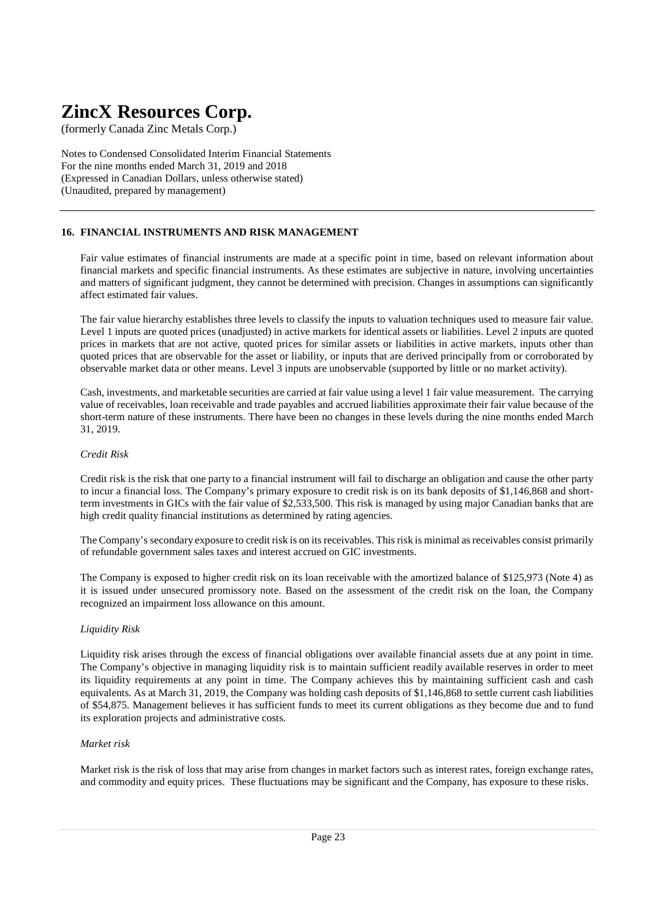# ZincX Resources Corp.

(formerly Canada Zinc Metals Corp.)

Notes to Condensed Consolidated Interim Financial Statements
For the nine months ended March 31, 2019 and 2018
(Expressed in Canadian Dollars, unless otherwise stated)
(Unaudited, prepared by management)

## 16. FINANCIAL INSTRUMENTS AND RISK MANAGEMENT

Fair value estimates of financial instruments are made at a specific point in time, based on relevant information about financial markets and specific financial instruments. As these estimates are subjective in nature, involving uncertainties and matters of significant judgment, they cannot be determined with precision. Changes in assumptions can significantly affect estimated fair values.

The fair value hierarchy establishes three levels to classify the inputs to valuation techniques used to measure fair value. Level 1 inputs are quoted prices (unadjusted) in active markets for identical assets or liabilities. Level 2 inputs are quoted prices in markets that are not active, quoted prices for similar assets or liabilities in active markets, inputs other than quoted prices that are observable for the asset or liability, or inputs that are derived principally from or corroborated by observable market data or other means. Level 3 inputs are unobservable (supported by little or no market activity).

Cash, investments, and marketable securities are carried at fair value using a level 1 fair value measurement. The carrying value of receivables, loan receivable and trade payables and accrued liabilities approximate their fair value because of the short-term nature of these instruments. There have been no changes in these levels during the nine months ended March 31, 2019.

*Credit Risk*

Credit risk is the risk that one party to a financial instrument will fail to discharge an obligation and cause the other party to incur a financial loss. The Company's primary exposure to credit risk is on its bank deposits of $1,146,868 and short-term investments in GICs with the fair value of $2,533,500. This risk is managed by using major Canadian banks that are high credit quality financial institutions as determined by rating agencies.

The Company's secondary exposure to credit risk is on its receivables. This risk is minimal as receivables consist primarily of refundable government sales taxes and interest accrued on GIC investments.

The Company is exposed to higher credit risk on its loan receivable with the amortized balance of $125,973 (Note 4) as it is issued under unsecured promissory note. Based on the assessment of the credit risk on the loan, the Company recognized an impairment loss allowance on this amount.

*Liquidity Risk*

Liquidity risk arises through the excess of financial obligations over available financial assets due at any point in time. The Company's objective in managing liquidity risk is to maintain sufficient readily available reserves in order to meet its liquidity requirements at any point in time. The Company achieves this by maintaining sufficient cash and cash equivalents. As at March 31, 2019, the Company was holding cash deposits of $1,146,868 to settle current cash liabilities of $54,875. Management believes it has sufficient funds to meet its current obligations as they become due and to fund its exploration projects and administrative costs.

*Market risk*

Market risk is the risk of loss that may arise from changes in market factors such as interest rates, foreign exchange rates, and commodity and equity prices. These fluctuations may be significant and the Company, has exposure to these risks.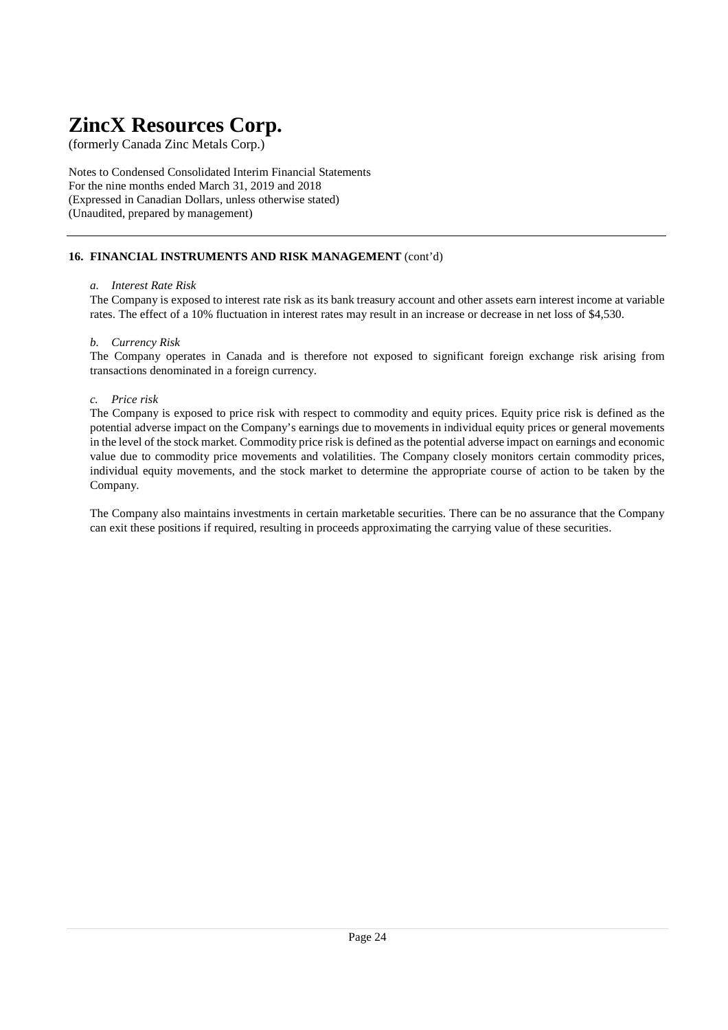# ZincX Resources Corp.

(formerly Canada Zinc Metals Corp.)

Notes to Condensed Consolidated Interim Financial Statements
For the nine months ended March 31, 2019 and 2018
(Expressed in Canadian Dollars, unless otherwise stated)
(Unaudited, prepared by management)

### 16. FINANCIAL INSTRUMENTS AND RISK MANAGEMENT (cont'd)

*a. Interest Rate Risk*

The Company is exposed to interest rate risk as its bank treasury account and other assets earn interest income at variable rates. The effect of a 10% fluctuation in interest rates may result in an increase or decrease in net loss of $4,530.

*b. Currency Risk*

The Company operates in Canada and is therefore not exposed to significant foreign exchange risk arising from transactions denominated in a foreign currency.

*c. Price risk*

The Company is exposed to price risk with respect to commodity and equity prices. Equity price risk is defined as the potential adverse impact on the Company's earnings due to movements in individual equity prices or general movements in the level of the stock market. Commodity price risk is defined as the potential adverse impact on earnings and economic value due to commodity price movements and volatilities. The Company closely monitors certain commodity prices, individual equity movements, and the stock market to determine the appropriate course of action to be taken by the Company.

The Company also maintains investments in certain marketable securities. There can be no assurance that the Company can exit these positions if required, resulting in proceeds approximating the carrying value of these securities.